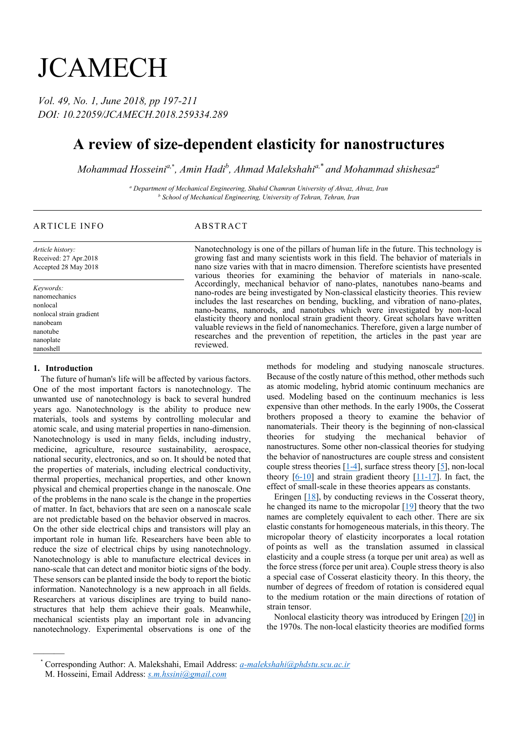# JCAMECH

*Vol. 49, No. 1, June 2018, pp 197-211*
*DOI: 10.22059/JCAMECH.2018.259334.289*

# A review of size-dependent elasticity for nanostructures

*Mohammad Hosseini[a,*], Amin Hadi[b], Ahmad Malekshahi[a,*] and Mohammad shishesaz[a]*

[a] Department of Mechanical Engineering, Shahid Chamran University of Ahvaz, Ahvaz, Iran
[b] School of Mechanical Engineering, University of Tehran, Tehran, Iran

## ARTICLE INFO

*Article history:*
Received: 27 Apr.2018
Accepted 28 May 2018

*Keywords:*
nanomechanics
nonlocal
nonlocal strain gradient
nanobeam
nanotube
nanoplate
nanoshell

## ABSTRACT

Nanotechnology is one of the pillars of human life in the future. This technology is growing fast and many scientists work in this field. The behavior of materials in nano size varies with that in macro dimension. Therefore scientists have presented various theories for examining the behavior of materials in nano-scale. Accordingly, mechanical behavior of nano-plates, nanotubes nano-beams and nano-rodes are being investigated by Non-classical elasticity theories. This review includes the last researches on bending, buckling, and vibration of nano-plates, nano-beams, nanorods, and nanotubes which were investigated by non-local elasticity theory and nonlocal strain gradient theory. Great scholars have written valuable reviews in the field of nanomechanics. Therefore, given a large number of researches and the prevention of repetition, the articles in the past year are reviewed.

## 1. Introduction

The future of human's life will be affected by various factors. One of the most important factors is nanotechnology. The unwanted use of nanotechnology is back to several hundred years ago. Nanotechnology is the ability to produce new materials, tools and systems by controlling molecular and atomic scale, and using material properties in nano-dimension. Nanotechnology is used in many fields, including industry, medicine, agriculture, resource sustainability, aerospace, national security, electronics, and so on. It should be noted that the properties of materials, including electrical conductivity, thermal properties, mechanical properties, and other known physical and chemical properties change in the nanoscale. One of the problems in the nano scale is the change in the properties of matter. In fact, behaviors that are seen on a nanoscale scale are not predictable based on the behavior observed in macros. On the other side electrical chips and transistors will play an important role in human life. Researchers have been able to reduce the size of electrical chips by using nanotechnology. Nanotechnology is able to manufacture electrical devices in nano-scale that can detect and monitor biotic signs of the body. These sensors can be planted inside the body to report the biotic information. Nanotechnology is a new approach in all fields. Researchers at various disciplines are trying to build nano-structures that help them achieve their goals. Meanwhile, mechanical scientists play an important role in advancing nanotechnology. Experimental observations is one of the methods for modeling and studying nanoscale structures. Because of the costly nature of this method, other methods such as atomic modeling, hybrid atomic continuum mechanics are used. Modeling based on the continuum mechanics is less expensive than other methods. In the early 1900s, the Cosserat brothers proposed a theory to examine the behavior of nanomaterials. Their theory is the beginning of non-classical theories for studying the mechanical behavior of nanostructures. Some other non-classical theories for studying the behavior of nanostructures are couple stress and consistent couple stress theories [1-4], surface stress theory [5], non-local theory [6-10] and strain gradient theory [11-17]. In fact, the effect of small-scale in these theories appears as constants.

Eringen [18], by conducting reviews in the Cosserat theory, he changed its name to the micropolar [19] theory that the two names are completely equivalent to each other. There are six elastic constants for homogeneous materials, in this theory. The micropolar theory of elasticity incorporates a local rotation of points as well as the translation assumed in classical elasticity and a couple stress (a torque per unit area) as well as the force stress (force per unit area). Couple stress theory is also a special case of Cosserat elasticity theory. In this theory, the number of degrees of freedom of rotation is considered equal to the medium rotation or the main directions of rotation of strain tensor.

Nonlocal elasticity theory was introduced by Eringen [20] in the 1970s. The non-local elasticity theories are modified forms

---

* Corresponding Author: A. Malekshahi, Email Address: a-malekshahi@phdstu.scu.ac.ir
M. Hosseini, Email Address: s.m.hssini@gmail.com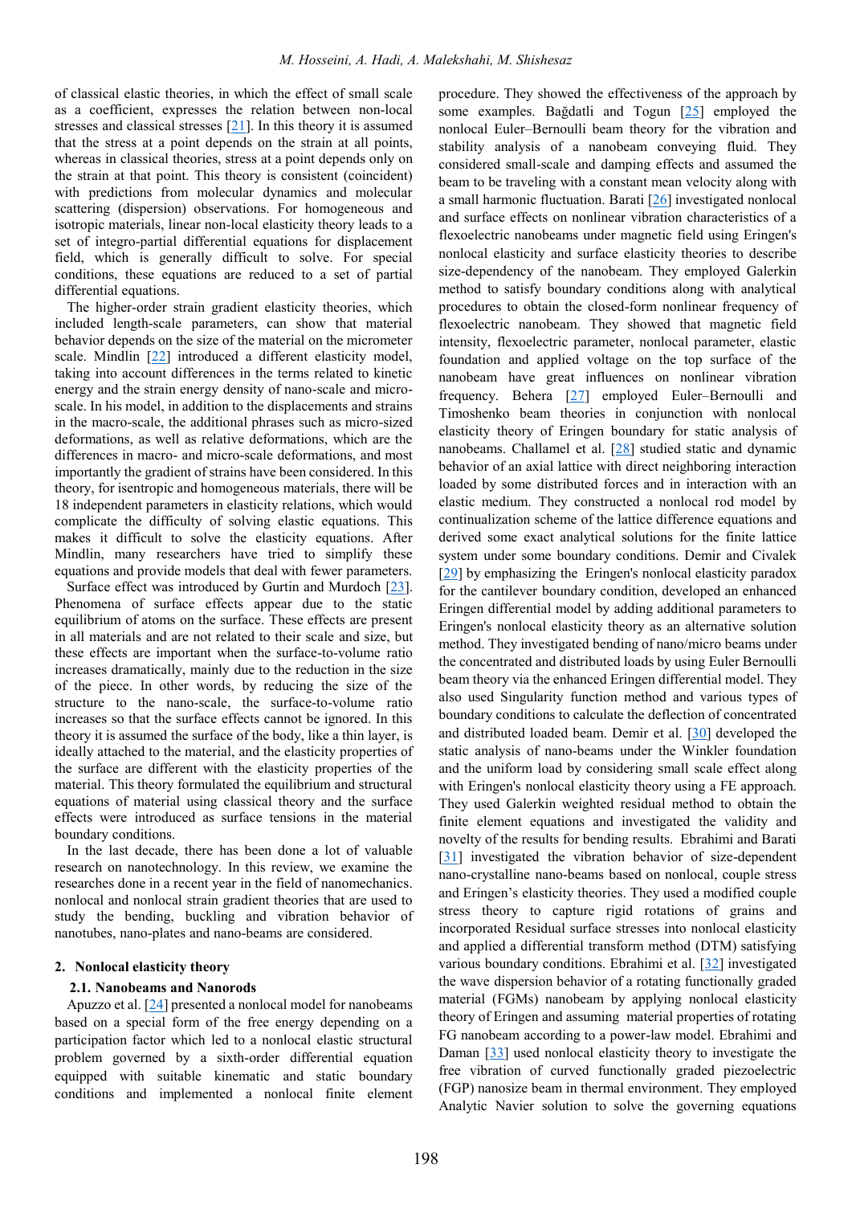of classical elastic theories, in which the effect of small scale as a coefficient, expresses the relation between non-local stresses and classical stresses [21]. In this theory it is assumed that the stress at a point depends on the strain at all points, whereas in classical theories, stress at a point depends only on the strain at that point. This theory is consistent (coincident) with predictions from molecular dynamics and molecular scattering (dispersion) observations. For homogeneous and isotropic materials, linear non-local elasticity theory leads to a set of integro-partial differential equations for displacement field, which is generally difficult to solve. For special conditions, these equations are reduced to a set of partial differential equations.

The higher-order strain gradient elasticity theories, which included length-scale parameters, can show that material behavior depends on the size of the material on the micrometer scale. Mindlin [22] introduced a different elasticity model, taking into account differences in the terms related to kinetic energy and the strain energy density of nano-scale and micro-scale. In his model, in addition to the displacements and strains in the macro-scale, the additional phrases such as micro-sized deformations, as well as relative deformations, which are the differences in macro- and micro-scale deformations, and most importantly the gradient of strains have been considered. In this theory, for isentropic and homogeneous materials, there will be 18 independent parameters in elasticity relations, which would complicate the difficulty of solving elastic equations. This makes it difficult to solve the elasticity equations. After Mindlin, many researchers have tried to simplify these equations and provide models that deal with fewer parameters.

Surface effect was introduced by Gurtin and Murdoch [23]. Phenomena of surface effects appear due to the static equilibrium of atoms on the surface. These effects are present in all materials and are not related to their scale and size, but these effects are important when the surface-to-volume ratio increases dramatically, mainly due to the reduction in the size of the piece. In other words, by reducing the size of the structure to the nano-scale, the surface-to-volume ratio increases so that the surface effects cannot be ignored. In this theory it is assumed the surface of the body, like a thin layer, is ideally attached to the material, and the elasticity properties of the surface are different with the elasticity properties of the material. This theory formulated the equilibrium and structural equations of material using classical theory and the surface effects were introduced as surface tensions in the material boundary conditions.

In the last decade, there has been done a lot of valuable research on nanotechnology. In this review, we examine the researches done in a recent year in the field of nanomechanics. nonlocal and nonlocal strain gradient theories that are used to study the bending, buckling and vibration behavior of nanotubes, nano-plates and nano-beams are considered.

## 2. Nonlocal elasticity theory

### 2.1. Nanobeams and Nanorods

Apuzzo et al. [24] presented a nonlocal model for nanobeams based on a special form of the free energy depending on a participation factor which led to a nonlocal elastic structural problem governed by a sixth-order differential equation equipped with suitable kinematic and static boundary conditions and implemented a nonlocal finite element procedure. They showed the effectiveness of the approach by some examples. Bağdatli and Togun [25] employed the nonlocal Euler–Bernoulli beam theory for the vibration and stability analysis of a nanobeam conveying fluid. They considered small-scale and damping effects and assumed the beam to be traveling with a constant mean velocity along with a small harmonic fluctuation. Barati [26] investigated nonlocal and surface effects on nonlinear vibration characteristics of a flexoelectric nanobeams under magnetic field using Eringen's nonlocal elasticity and surface elasticity theories to describe size-dependency of the nanobeam. They employed Galerkin method to satisfy boundary conditions along with analytical procedures to obtain the closed-form nonlinear frequency of flexoelectric nanobeam. They showed that magnetic field intensity, flexoelectric parameter, nonlocal parameter, elastic foundation and applied voltage on the top surface of the nanobeam have great influences on nonlinear vibration frequency. Behera [27] employed Euler–Bernoulli and Timoshenko beam theories in conjunction with nonlocal elasticity theory of Eringen boundary for static analysis of nanobeams. Challamel et al. [28] studied static and dynamic behavior of an axial lattice with direct neighboring interaction loaded by some distributed forces and in interaction with an elastic medium. They constructed a nonlocal rod model by continualization scheme of the lattice difference equations and derived some exact analytical solutions for the finite lattice system under some boundary conditions. Demir and Civalek [29] by emphasizing the Eringen's nonlocal elasticity paradox for the cantilever boundary condition, developed an enhanced Eringen differential model by adding additional parameters to Eringen's nonlocal elasticity theory as an alternative solution method. They investigated bending of nano/micro beams under the concentrated and distributed loads by using Euler Bernoulli beam theory via the enhanced Eringen differential model. They also used Singularity function method and various types of boundary conditions to calculate the deflection of concentrated and distributed loaded beam. Demir et al. [30] developed the static analysis of nano-beams under the Winkler foundation and the uniform load by considering small scale effect along with Eringen's nonlocal elasticity theory using a FE approach. They used Galerkin weighted residual method to obtain the finite element equations and investigated the validity and novelty of the results for bending results. Ebrahimi and Barati [31] investigated the vibration behavior of size-dependent nano-crystalline nano-beams based on nonlocal, couple stress and Eringen's elasticity theories. They used a modified couple stress theory to capture rigid rotations of grains and incorporated Residual surface stresses into nonlocal elasticity and applied a differential transform method (DTM) satisfying various boundary conditions. Ebrahimi et al. [32] investigated the wave dispersion behavior of a rotating functionally graded material (FGMs) nanobeam by applying nonlocal elasticity theory of Eringen and assuming material properties of rotating FG nanobeam according to a power-law model. Ebrahimi and Daman [33] used nonlocal elasticity theory to investigate the free vibration of curved functionally graded piezoelectric (FGP) nanosize beam in thermal environment. They employed Analytic Navier solution to solve the governing equations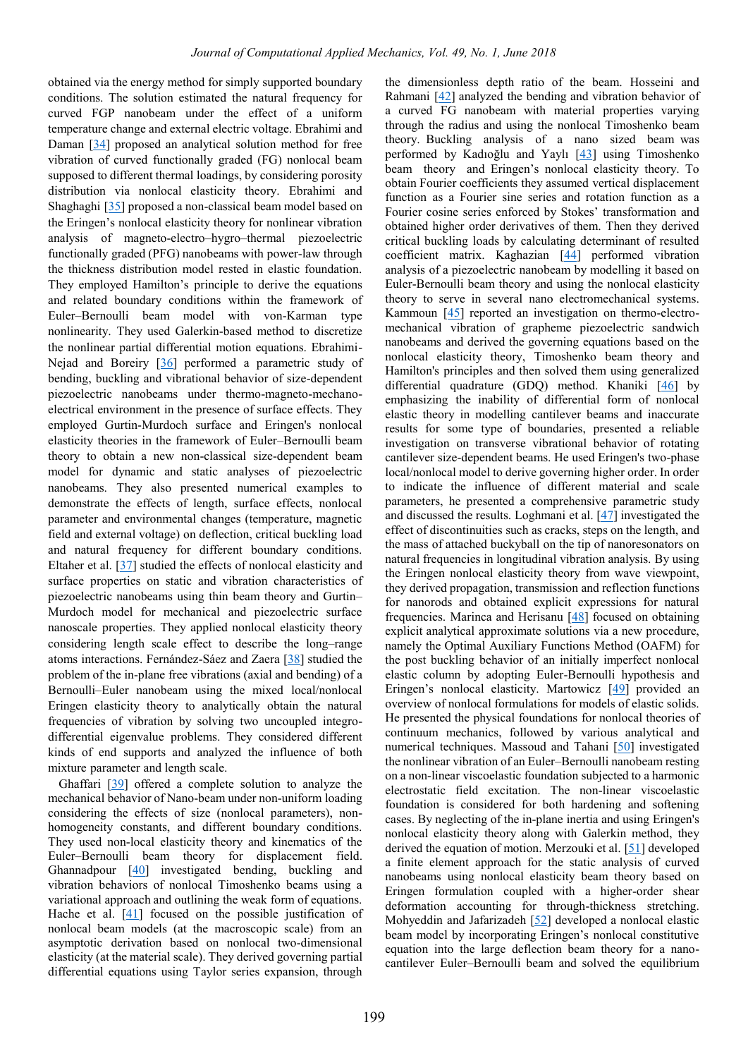obtained via the energy method for simply supported boundary conditions. The solution estimated the natural frequency for curved FGP nanobeam under the effect of a uniform temperature change and external electric voltage. Ebrahimi and Daman [34] proposed an analytical solution method for free vibration of curved functionally graded (FG) nonlocal beam supposed to different thermal loadings, by considering porosity distribution via nonlocal elasticity theory. Ebrahimi and Shaghaghi [35] proposed a non-classical beam model based on the Eringen's nonlocal elasticity theory for nonlinear vibration analysis of magneto-electro–hygro–thermal piezoelectric functionally graded (PFG) nanobeams with power-law through the thickness distribution model rested in elastic foundation. They employed Hamilton's principle to derive the equations and related boundary conditions within the framework of Euler–Bernoulli beam model with von-Karman type nonlinearity. They used Galerkin-based method to discretize the nonlinear partial differential motion equations. Ebrahimi-Nejad and Boreiry [36] performed a parametric study of bending, buckling and vibrational behavior of size-dependent piezoelectric nanobeams under thermo-magneto-mechano-electrical environment in the presence of surface effects. They employed Gurtin-Murdoch surface and Eringen's nonlocal elasticity theories in the framework of Euler–Bernoulli beam theory to obtain a new non-classical size-dependent beam model for dynamic and static analyses of piezoelectric nanobeams. They also presented numerical examples to demonstrate the effects of length, surface effects, nonlocal parameter and environmental changes (temperature, magnetic field and external voltage) on deflection, critical buckling load and natural frequency for different boundary conditions. Eltaher et al. [37] studied the effects of nonlocal elasticity and surface properties on static and vibration characteristics of piezoelectric nanobeams using thin beam theory and Gurtin–Murdoch model for mechanical and piezoelectric surface nanoscale properties. They applied nonlocal elasticity theory considering length scale effect to describe the long–range atoms interactions. Fernández-Sáez and Zaera [38] studied the problem of the in-plane free vibrations (axial and bending) of a Bernoulli–Euler nanobeam using the mixed local/nonlocal Eringen elasticity theory to analytically obtain the natural frequencies of vibration by solving two uncoupled integro-differential eigenvalue problems. They considered different kinds of end supports and analyzed the influence of both mixture parameter and length scale.

Ghaffari [39] offered a complete solution to analyze the mechanical behavior of Nano-beam under non-uniform loading considering the effects of size (nonlocal parameters), non-homogeneity constants, and different boundary conditions. They used non-local elasticity theory and kinematics of the Euler–Bernoulli beam theory for displacement field. Ghannadpour [40] investigated bending, buckling and vibration behaviors of nonlocal Timoshenko beams using a variational approach and outlining the weak form of equations. Hache et al. [41] focused on the possible justification of nonlocal beam models (at the macroscopic scale) from an asymptotic derivation based on nonlocal two-dimensional elasticity (at the material scale). They derived governing partial differential equations using Taylor series expansion, through the dimensionless depth ratio of the beam. Hosseini and Rahmani [42] analyzed the bending and vibration behavior of a curved FG nanobeam with material properties varying through the radius and using the nonlocal Timoshenko beam theory. Buckling analysis of a nano sized beam was performed by Kadıoğlu and Yaylı [43] using Timoshenko beam theory and Eringen's nonlocal elasticity theory. To obtain Fourier coefficients they assumed vertical displacement function as a Fourier sine series and rotation function as a Fourier cosine series enforced by Stokes' transformation and obtained higher order derivatives of them. Then they derived critical buckling loads by calculating determinant of resulted coefficient matrix. Kaghazian [44] performed vibration analysis of a piezoelectric nanobeam by modelling it based on Euler-Bernoulli beam theory and using the nonlocal elasticity theory to serve in several nano electromechanical systems. Kammoun [45] reported an investigation on thermo-electro-mechanical vibration of grapheme piezoelectric sandwich nanobeams and derived the governing equations based on the nonlocal elasticity theory, Timoshenko beam theory and Hamilton's principles and then solved them using generalized differential quadrature (GDQ) method. Khaniki [46] by emphasizing the inability of differential form of nonlocal elastic theory in modelling cantilever beams and inaccurate results for some type of boundaries, presented a reliable investigation on transverse vibrational behavior of rotating cantilever size-dependent beams. He used Eringen's two-phase local/nonlocal model to derive governing higher order. In order to indicate the influence of different material and scale parameters, he presented a comprehensive parametric study and discussed the results. Loghmani et al. [47] investigated the effect of discontinuities such as cracks, steps on the length, and the mass of attached buckyball on the tip of nanoresonators on natural frequencies in longitudinal vibration analysis. By using the Eringen nonlocal elasticity theory from wave viewpoint, they derived propagation, transmission and reflection functions for nanorods and obtained explicit expressions for natural frequencies. Marinca and Herisanu [48] focused on obtaining explicit analytical approximate solutions via a new procedure, namely the Optimal Auxiliary Functions Method (OAFM) for the post buckling behavior of an initially imperfect nonlocal elastic column by adopting Euler-Bernoulli hypothesis and Eringen's nonlocal elasticity. Martowicz [49] provided an overview of nonlocal formulations for models of elastic solids. He presented the physical foundations for nonlocal theories of continuum mechanics, followed by various analytical and numerical techniques. Massoud and Tahani [50] investigated the nonlinear vibration of an Euler–Bernoulli nanobeam resting on a non-linear viscoelastic foundation subjected to a harmonic electrostatic field excitation. The non-linear viscoelastic foundation is considered for both hardening and softening cases. By neglecting of the in-plane inertia and using Eringen's nonlocal elasticity theory along with Galerkin method, they derived the equation of motion. Merzouki et al. [51] developed a finite element approach for the static analysis of curved nanobeams using nonlocal elasticity beam theory based on Eringen formulation coupled with a higher-order shear deformation accounting for through-thickness stretching. Mohyeddin and Jafarizadeh [52] developed a nonlocal elastic beam model by incorporating Eringen's nonlocal constitutive equation into the large deflection beam theory for a nano-cantilever Euler–Bernoulli beam and solved the equilibrium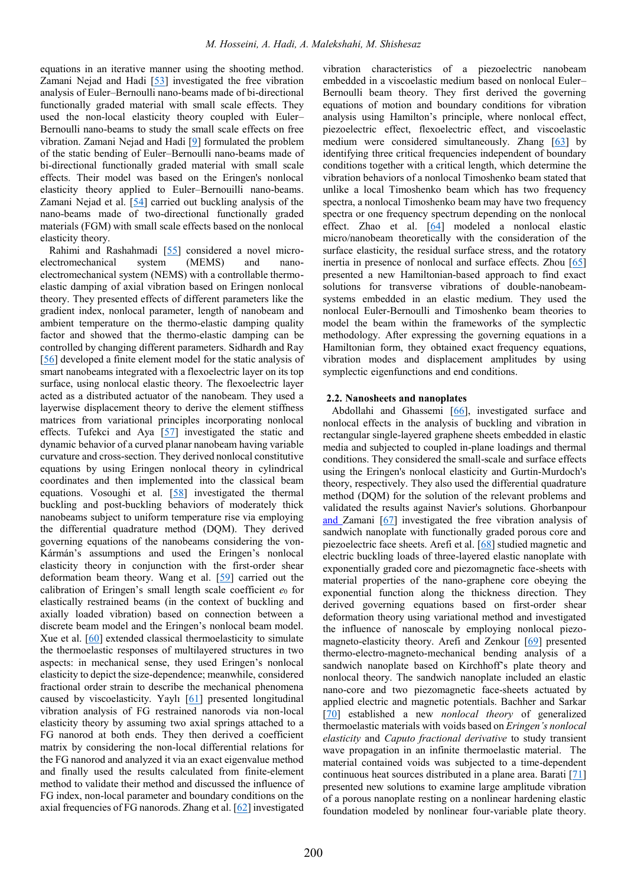equations in an iterative manner using the shooting method. Zamani Nejad and Hadi [53] investigated the free vibration analysis of Euler–Bernoulli nano-beams made of bi-directional functionally graded material with small scale effects. They used the non-local elasticity theory coupled with Euler–Bernoulli nano-beams to study the small scale effects on free vibration. Zamani Nejad and Hadi [9] formulated the problem of the static bending of Euler–Bernoulli nano-beams made of bi-directional functionally graded material with small scale effects. Their model was based on the Eringen's nonlocal elasticity theory applied to Euler–Bernouilli nano-beams. Zamani Nejad et al. [54] carried out buckling analysis of the nano-beams made of two-directional functionally graded materials (FGM) with small scale effects based on the nonlocal elasticity theory.

Rahimi and Rashahmadi [55] considered a novel micro-electromechanical system (MEMS) and nano-electromechanical system (NEMS) with a controllable thermo-elastic damping of axial vibration based on Eringen nonlocal theory. They presented effects of different parameters like the gradient index, nonlocal parameter, length of nanobeam and ambient temperature on the thermo-elastic damping quality factor and showed that the thermo-elastic damping can be controlled by changing different parameters. Sidhardh and Ray [56] developed a finite element model for the static analysis of smart nanobeams integrated with a flexoelectric layer on its top surface, using nonlocal elastic theory. The flexoelectric layer acted as a distributed actuator of the nanobeam. They used a layerwise displacement theory to derive the element stiffness matrices from variational principles incorporating nonlocal effects. Tufekci and Aya [57] investigated the static and dynamic behavior of a curved planar nanobeam having variable curvature and cross-section. They derived nonlocal constitutive equations by using Eringen nonlocal theory in cylindrical coordinates and then implemented into the classical beam equations. Vosoughi et al. [58] investigated the thermal buckling and post-buckling behaviors of moderately thick nanobeams subject to uniform temperature rise via employing the differential quadrature method (DQM). They derived governing equations of the nanobeams considering the von-Kármán's assumptions and used the Eringen's nonlocal elasticity theory in conjunction with the first-order shear deformation beam theory. Wang et al. [59] carried out the calibration of Eringen's small length scale coefficient $e_0$ for elastically restrained beams (in the context of buckling and axially loaded vibration) based on connection between a discrete beam model and the Eringen's nonlocal beam model. Xue et al. [60] extended classical thermoelasticity to simulate the thermoelastic responses of multilayered structures in two aspects: in mechanical sense, they used Eringen's nonlocal elasticity to depict the size-dependence; meanwhile, considered fractional order strain to describe the mechanical phenomena caused by viscoelasticity. Yaylı [61] presented longitudinal vibration analysis of FG restrained nanorods via non-local elasticity theory by assuming two axial springs attached to a FG nanorod at both ends. They then derived a coefficient matrix by considering the non-local differential relations for the FG nanorod and analyzed it via an exact eigenvalue method and finally used the results calculated from finite-element method to validate their method and discussed the influence of FG index, non-local parameter and boundary conditions on the axial frequencies of FG nanorods. Zhang et al. [62] investigated vibration characteristics of a piezoelectric nanobeam embedded in a viscoelastic medium based on nonlocal Euler–Bernoulli beam theory. They first derived the governing equations of motion and boundary conditions for vibration analysis using Hamilton's principle, where nonlocal effect, piezoelectric effect, flexoelectric effect, and viscoelastic medium were considered simultaneously. Zhang [63] by identifying three critical frequencies independent of boundary conditions together with a critical length, which determine the vibration behaviors of a nonlocal Timoshenko beam stated that unlike a local Timoshenko beam which has two frequency spectra, a nonlocal Timoshenko beam may have two frequency spectra or one frequency spectrum depending on the nonlocal effect. Zhao et al. [64] modeled a nonlocal elastic micro/nanobeam theoretically with the consideration of the surface elasticity, the residual surface stress, and the rotatory inertia in presence of nonlocal and surface effects. Zhou [65] presented a new Hamiltonian-based approach to find exact solutions for transverse vibrations of double-nanobeam-systems embedded in an elastic medium. They used the nonlocal Euler-Bernoulli and Timoshenko beam theories to model the beam within the frameworks of the symplectic methodology. After expressing the governing equations in a Hamiltonian form, they obtained exact frequency equations, vibration modes and displacement amplitudes by using symplectic eigenfunctions and end conditions.

## 2.2. Nanosheets and nanoplates

Abdollahi and Ghassemi [66], investigated surface and nonlocal effects in the analysis of buckling and vibration in rectangular single-layered graphene sheets embedded in elastic media and subjected to coupled in-plane loadings and thermal conditions. They considered the small-scale and surface effects using the Eringen's nonlocal elasticity and Gurtin-Murdoch's theory, respectively. They also used the differential quadrature method (DQM) for the solution of the relevant problems and validated the results against Navier's solutions. Ghorbanpour and Zamani [67] investigated the free vibration analysis of sandwich nanoplate with functionally graded porous core and piezoelectric face sheets. Arefi et al. [68] studied magnetic and electric buckling loads of three-layered elastic nanoplate with exponentially graded core and piezomagnetic face-sheets with material properties of the nano-graphene core obeying the exponential function along the thickness direction. They derived governing equations based on first-order shear deformation theory using variational method and investigated the influence of nanoscale by employing nonlocal piezo-magneto-elasticity theory. Arefi and Zenkour [69] presented thermo-electro-magneto-mechanical bending analysis of a sandwich nanoplate based on Kirchhoff's plate theory and nonlocal theory. The sandwich nanoplate included an elastic nano-core and two piezomagnetic face-sheets actuated by applied electric and magnetic potentials. Bachher and Sarkar [70] established a new *nonlocal theory* of generalized thermoelastic materials with voids based on *Eringen's nonlocal elasticity* and *Caputo fractional derivative* to study transient wave propagation in an infinite thermoelastic material. The material contained voids was subjected to a time-dependent continuous heat sources distributed in a plane area. Barati [71] presented new solutions to examine large amplitude vibration of a porous nanoplate resting on a nonlinear hardening elastic foundation modeled by nonlinear four-variable plate theory.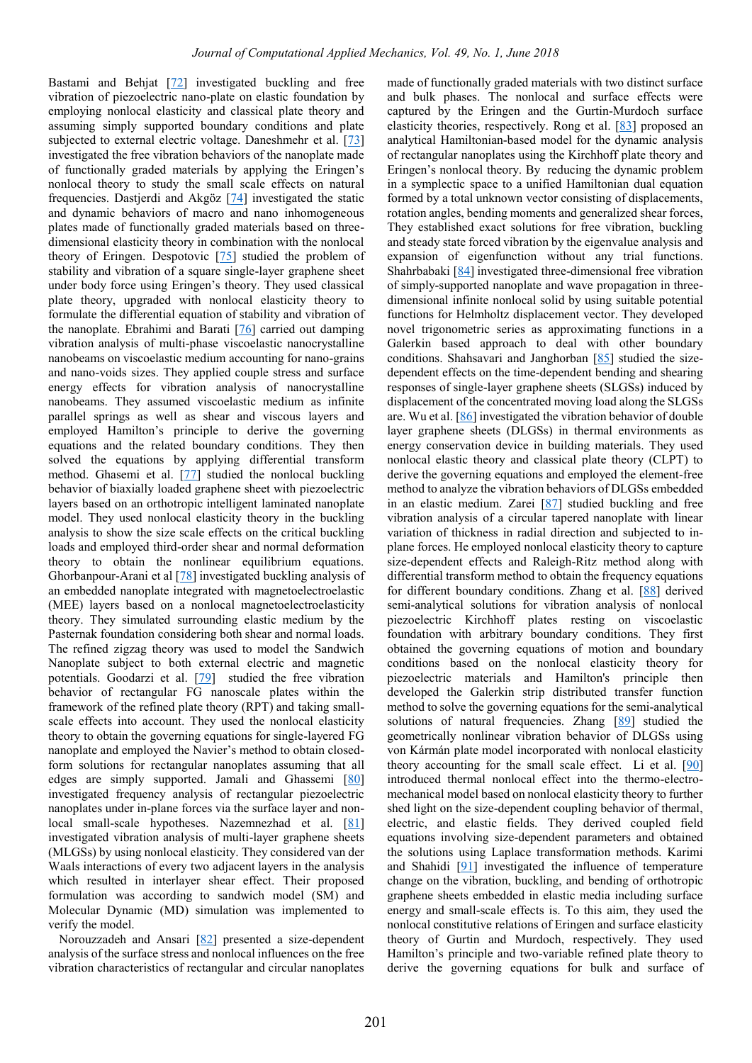Bastami and Behjat [72] investigated buckling and free vibration of piezoelectric nano-plate on elastic foundation by employing nonlocal elasticity and classical plate theory and assuming simply supported boundary conditions and plate subjected to external electric voltage. Daneshmehr et al. [73] investigated the free vibration behaviors of the nanoplate made of functionally graded materials by applying the Eringen's nonlocal theory to study the small scale effects on natural frequencies. Dastjerdi and Akgöz [74] investigated the static and dynamic behaviors of macro and nano inhomogeneous plates made of functionally graded materials based on three-dimensional elasticity theory in combination with the nonlocal theory of Eringen. Despotovic [75] studied the problem of stability and vibration of a square single-layer graphene sheet under body force using Eringen's theory. They used classical plate theory, upgraded with nonlocal elasticity theory to formulate the differential equation of stability and vibration of the nanoplate. Ebrahimi and Barati [76] carried out damping vibration analysis of multi-phase viscoelastic nanocrystalline nanobeams on viscoelastic medium accounting for nano-grains and nano-voids sizes. They applied couple stress and surface energy effects for vibration analysis of nanocrystalline nanobeams. They assumed viscoelastic medium as infinite parallel springs as well as shear and viscous layers and employed Hamilton's principle to derive the governing equations and the related boundary conditions. They then solved the equations by applying differential transform method. Ghasemi et al. [77] studied the nonlocal buckling behavior of biaxially loaded graphene sheet with piezoelectric layers based on an orthotropic intelligent laminated nanoplate model. They used nonlocal elasticity theory in the buckling analysis to show the size scale effects on the critical buckling loads and employed third-order shear and normal deformation theory to obtain the nonlinear equilibrium equations. Ghorbanpour-Arani et al [78] investigated buckling analysis of an embedded nanoplate integrated with magnetoelectroelastic (MEE) layers based on a nonlocal magnetoelectroelasticity theory. They simulated surrounding elastic medium by the Pasternak foundation considering both shear and normal loads. The refined zigzag theory was used to model the Sandwich Nanoplate subject to both external electric and magnetic potentials. Goodarzi et al. [79] studied the free vibration behavior of rectangular FG nanoscale plates within the framework of the refined plate theory (RPT) and taking small-scale effects into account. They used the nonlocal elasticity theory to obtain the governing equations for single-layered FG nanoplate and employed the Navier's method to obtain closed-form solutions for rectangular nanoplates assuming that all edges are simply supported. Jamali and Ghassemi [80] investigated frequency analysis of rectangular piezoelectric nanoplates under in-plane forces via the surface layer and non-local small-scale hypotheses. Nazemnezhad et al. [81] investigated vibration analysis of multi-layer graphene sheets (MLGSs) by using nonlocal elasticity. They considered van der Waals interactions of every two adjacent layers in the analysis which resulted in interlayer shear effect. Their proposed formulation was according to sandwich model (SM) and Molecular Dynamic (MD) simulation was implemented to verify the model.

Norouzzadeh and Ansari [82] presented a size-dependent analysis of the surface stress and nonlocal influences on the free vibration characteristics of rectangular and circular nanoplates made of functionally graded materials with two distinct surface and bulk phases. The nonlocal and surface effects were captured by the Eringen and the Gurtin-Murdoch surface elasticity theories, respectively. Rong et al. [83] proposed an analytical Hamiltonian-based model for the dynamic analysis of rectangular nanoplates using the Kirchhoff plate theory and Eringen's nonlocal theory. By reducing the dynamic problem in a symplectic space to a unified Hamiltonian dual equation formed by a total unknown vector consisting of displacements, rotation angles, bending moments and generalized shear forces, They established exact solutions for free vibration, buckling and steady state forced vibration by the eigenvalue analysis and expansion of eigenfunction without any trial functions. Shahrbabaki [84] investigated three-dimensional free vibration of simply-supported nanoplate and wave propagation in three-dimensional infinite nonlocal solid by using suitable potential functions for Helmholtz displacement vector. They developed novel trigonometric series as approximating functions in a Galerkin based approach to deal with other boundary conditions. Shahsavari and Janghorban [85] studied the size-dependent effects on the time-dependent bending and shearing responses of single-layer graphene sheets (SLGSs) induced by displacement of the concentrated moving load along the SLGSs are. Wu et al. [86] investigated the vibration behavior of double layer graphene sheets (DLGSs) in thermal environments as energy conservation device in building materials. They used nonlocal elastic theory and classical plate theory (CLPT) to derive the governing equations and employed the element-free method to analyze the vibration behaviors of DLGSs embedded in an elastic medium. Zarei [87] studied buckling and free vibration analysis of a circular tapered nanoplate with linear variation of thickness in radial direction and subjected to in-plane forces. He employed nonlocal elasticity theory to capture size-dependent effects and Raleigh-Ritz method along with differential transform method to obtain the frequency equations for different boundary conditions. Zhang et al. [88] derived semi-analytical solutions for vibration analysis of nonlocal piezoelectric Kirchhoff plates resting on viscoelastic foundation with arbitrary boundary conditions. They first obtained the governing equations of motion and boundary conditions based on the nonlocal elasticity theory for piezoelectric materials and Hamilton's principle then developed the Galerkin strip distributed transfer function method to solve the governing equations for the semi-analytical solutions of natural frequencies. Zhang [89] studied the geometrically nonlinear vibration behavior of DLGSs using von Kármán plate model incorporated with nonlocal elasticity theory accounting for the small scale effect. Li et al. [90] introduced thermal nonlocal effect into the thermo-electro-mechanical model based on nonlocal elasticity theory to further shed light on the size-dependent coupling behavior of thermal, electric, and elastic fields. They derived coupled field equations involving size-dependent parameters and obtained the solutions using Laplace transformation methods. Karimi and Shahidi [91] investigated the influence of temperature change on the vibration, buckling, and bending of orthotropic graphene sheets embedded in elastic media including surface energy and small-scale effects is. To this aim, they used the nonlocal constitutive relations of Eringen and surface elasticity theory of Gurtin and Murdoch, respectively. They used Hamilton's principle and two-variable refined plate theory to derive the governing equations for bulk and surface of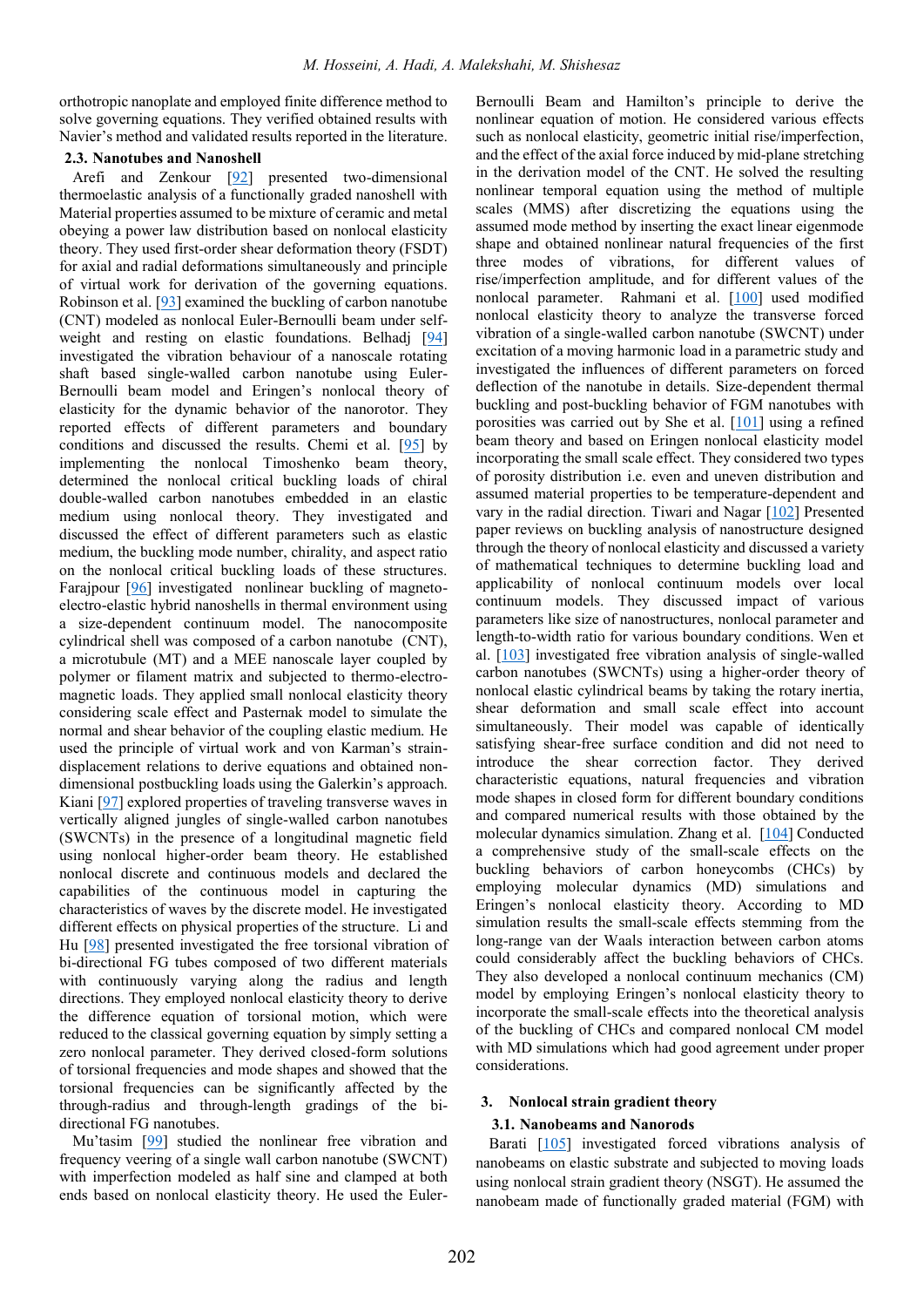orthotropic nanoplate and employed finite difference method to solve governing equations. They verified obtained results with Navier's method and validated results reported in the literature.

### 2.3. Nanotubes and Nanoshell

Arefi and Zenkour [92] presented two-dimensional thermoelastic analysis of a functionally graded nanoshell with Material properties assumed to be mixture of ceramic and metal obeying a power law distribution based on nonlocal elasticity theory. They used first-order shear deformation theory (FSDT) for axial and radial deformations simultaneously and principle of virtual work for derivation of the governing equations. Robinson et al. [93] examined the buckling of carbon nanotube (CNT) modeled as nonlocal Euler-Bernoulli beam under self-weight and resting on elastic foundations. Belhadj [94] investigated the vibration behaviour of a nanoscale rotating shaft based single-walled carbon nanotube using Euler-Bernoulli beam model and Eringen's nonlocal theory of elasticity for the dynamic behavior of the nanorotor. They reported effects of different parameters and boundary conditions and discussed the results. Chemi et al. [95] by implementing the nonlocal Timoshenko beam theory, determined the nonlocal critical buckling loads of chiral double-walled carbon nanotubes embedded in an elastic medium using nonlocal theory. They investigated and discussed the effect of different parameters such as elastic medium, the buckling mode number, chirality, and aspect ratio on the nonlocal critical buckling loads of these structures. Farajpour [96] investigated nonlinear buckling of magneto-electro-elastic hybrid nanoshells in thermal environment using a size-dependent continuum model. The nanocomposite cylindrical shell was composed of a carbon nanotube (CNT), a microtubule (MT) and a MEE nanoscale layer coupled by polymer or filament matrix and subjected to thermo-electro-magnetic loads. They applied small nonlocal elasticity theory considering scale effect and Pasternak model to simulate the normal and shear behavior of the coupling elastic medium. He used the principle of virtual work and von Karman's strain-displacement relations to derive equations and obtained non-dimensional postbuckling loads using the Galerkin's approach. Kiani [97] explored properties of traveling transverse waves in vertically aligned jungles of single-walled carbon nanotubes (SWCNTs) in the presence of a longitudinal magnetic field using nonlocal higher-order beam theory. He established nonlocal discrete and continuous models and declared the capabilities of the continuous model in capturing the characteristics of waves by the discrete model. He investigated different effects on physical properties of the structure. Li and Hu [98] presented investigated the free torsional vibration of bi-directional FG tubes composed of two different materials with continuously varying along the radius and length directions. They employed nonlocal elasticity theory to derive the difference equation of torsional motion, which were reduced to the classical governing equation by simply setting a zero nonlocal parameter. They derived closed-form solutions of torsional frequencies and mode shapes and showed that the torsional frequencies can be significantly affected by the through-radius and through-length gradings of the bi-directional FG nanotubes.

Mu'tasim [99] studied the nonlinear free vibration and frequency veering of a single wall carbon nanotube (SWCNT) with imperfection modeled as half sine and clamped at both ends based on nonlocal elasticity theory. He used the Euler-Bernoulli Beam and Hamilton's principle to derive the nonlinear equation of motion. He considered various effects such as nonlocal elasticity, geometric initial rise/imperfection, and the effect of the axial force induced by mid-plane stretching in the derivation model of the CNT. He solved the resulting nonlinear temporal equation using the method of multiple scales (MMS) after discretizing the equations using the assumed mode method by inserting the exact linear eigenmode shape and obtained nonlinear natural frequencies of the first three modes of vibrations, for different values of rise/imperfection amplitude, and for different values of the nonlocal parameter. Rahmani et al. [100] used modified nonlocal elasticity theory to analyze the transverse forced vibration of a single-walled carbon nanotube (SWCNT) under excitation of a moving harmonic load in a parametric study and investigated the influences of different parameters on forced deflection of the nanotube in details. Size-dependent thermal buckling and post-buckling behavior of FGM nanotubes with porosities was carried out by She et al. [101] using a refined beam theory and based on Eringen nonlocal elasticity model incorporating the small scale effect. They considered two types of porosity distribution i.e. even and uneven distribution and assumed material properties to be temperature-dependent and vary in the radial direction. Tiwari and Nagar [102] Presented paper reviews on buckling analysis of nanostructure designed through the theory of nonlocal elasticity and discussed a variety of mathematical techniques to determine buckling load and applicability of nonlocal continuum models over local continuum models. They discussed impact of various parameters like size of nanostructures, nonlocal parameter and length-to-width ratio for various boundary conditions. Wen et al. [103] investigated free vibration analysis of single-walled carbon nanotubes (SWCNTs) using a higher-order theory of nonlocal elastic cylindrical beams by taking the rotary inertia, shear deformation and small scale effect into account simultaneously. Their model was capable of identically satisfying shear-free surface condition and did not need to introduce the shear correction factor. They derived characteristic equations, natural frequencies and vibration mode shapes in closed form for different boundary conditions and compared numerical results with those obtained by the molecular dynamics simulation. Zhang et al. [104] Conducted a comprehensive study of the small-scale effects on the buckling behaviors of carbon honeycombs (CHCs) by employing molecular dynamics (MD) simulations and Eringen's nonlocal elasticity theory. According to MD simulation results the small-scale effects stemming from the long-range van der Waals interaction between carbon atoms could considerably affect the buckling behaviors of CHCs. They also developed a nonlocal continuum mechanics (CM) model by employing Eringen's nonlocal elasticity theory to incorporate the small-scale effects into the theoretical analysis of the buckling of CHCs and compared nonlocal CM model with MD simulations which had good agreement under proper considerations.

## 3. Nonlocal strain gradient theory

### 3.1. Nanobeams and Nanorods

Barati [105] investigated forced vibrations analysis of nanobeams on elastic substrate and subjected to moving loads using nonlocal strain gradient theory (NSGT). He assumed the nanobeam made of functionally graded material (FGM) with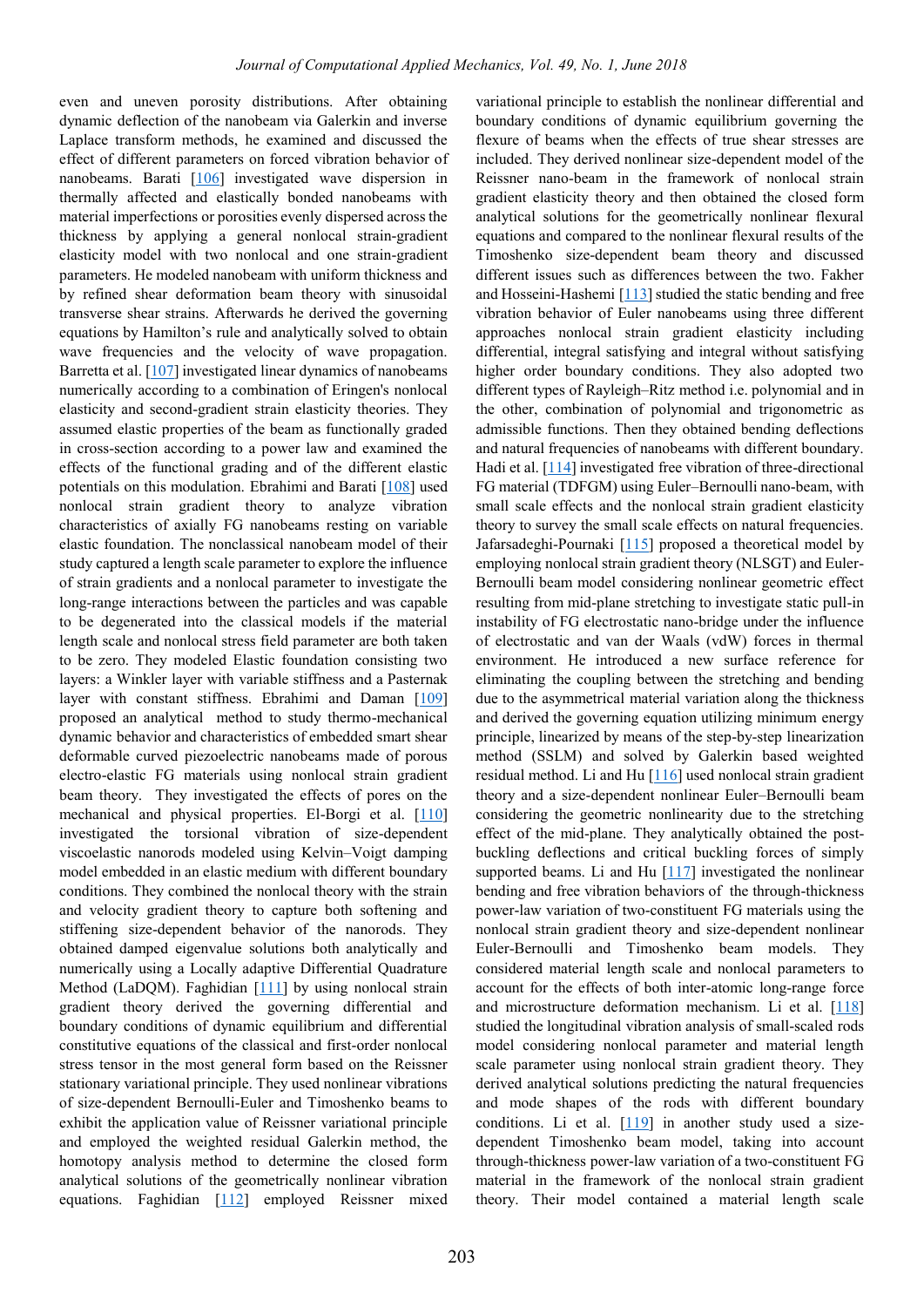even and uneven porosity distributions. After obtaining dynamic deflection of the nanobeam via Galerkin and inverse Laplace transform methods, he examined and discussed the effect of different parameters on forced vibration behavior of nanobeams. Barati [106] investigated wave dispersion in thermally affected and elastically bonded nanobeams with material imperfections or porosities evenly dispersed across the thickness by applying a general nonlocal strain-gradient elasticity model with two nonlocal and one strain-gradient parameters. He modeled nanobeam with uniform thickness and by refined shear deformation beam theory with sinusoidal transverse shear strains. Afterwards he derived the governing equations by Hamilton's rule and analytically solved to obtain wave frequencies and the velocity of wave propagation. Barretta et al. [107] investigated linear dynamics of nanobeams numerically according to a combination of Eringen's nonlocal elasticity and second-gradient strain elasticity theories. They assumed elastic properties of the beam as functionally graded in cross-section according to a power law and examined the effects of the functional grading and of the different elastic potentials on this modulation. Ebrahimi and Barati [108] used nonlocal strain gradient theory to analyze vibration characteristics of axially FG nanobeams resting on variable elastic foundation. The nonclassical nanobeam model of their study captured a length scale parameter to explore the influence of strain gradients and a nonlocal parameter to investigate the long-range interactions between the particles and was capable to be degenerated into the classical models if the material length scale and nonlocal stress field parameter are both taken to be zero. They modeled Elastic foundation consisting two layers: a Winkler layer with variable stiffness and a Pasternak layer with constant stiffness. Ebrahimi and Daman [109] proposed an analytical method to study thermo-mechanical dynamic behavior and characteristics of embedded smart shear deformable curved piezoelectric nanobeams made of porous electro-elastic FG materials using nonlocal strain gradient beam theory. They investigated the effects of pores on the mechanical and physical properties. El-Borgi et al. [110] investigated the torsional vibration of size-dependent viscoelastic nanorods modeled using Kelvin–Voigt damping model embedded in an elastic medium with different boundary conditions. They combined the nonlocal theory with the strain and velocity gradient theory to capture both softening and stiffening size-dependent behavior of the nanorods. They obtained damped eigenvalue solutions both analytically and numerically using a Locally adaptive Differential Quadrature Method (LaDQM). Faghidian [111] by using nonlocal strain gradient theory derived the governing differential and boundary conditions of dynamic equilibrium and differential constitutive equations of the classical and first-order nonlocal stress tensor in the most general form based on the Reissner stationary variational principle. They used nonlinear vibrations of size-dependent Bernoulli-Euler and Timoshenko beams to exhibit the application value of Reissner variational principle and employed the weighted residual Galerkin method, the homotopy analysis method to determine the closed form analytical solutions of the geometrically nonlinear vibration equations. Faghidian [112] employed Reissner mixed variational principle to establish the nonlinear differential and boundary conditions of dynamic equilibrium governing the flexure of beams when the effects of true shear stresses are included. They derived nonlinear size-dependent model of the Reissner nano-beam in the framework of nonlocal strain gradient elasticity theory and then obtained the closed form analytical solutions for the geometrically nonlinear flexural equations and compared to the nonlinear flexural results of the Timoshenko size-dependent beam theory and discussed different issues such as differences between the two. Fakher and Hosseini-Hashemi [113] studied the static bending and free vibration behavior of Euler nanobeams using three different approaches nonlocal strain gradient elasticity including differential, integral satisfying and integral without satisfying higher order boundary conditions. They also adopted two different types of Rayleigh–Ritz method i.e. polynomial and in the other, combination of polynomial and trigonometric as admissible functions. Then they obtained bending deflections and natural frequencies of nanobeams with different boundary. Hadi et al. [114] investigated free vibration of three-directional FG material (TDFGM) using Euler–Bernoulli nano-beam, with small scale effects and the nonlocal strain gradient elasticity theory to survey the small scale effects on natural frequencies. Jafarsadeghi-Pournaki [115] proposed a theoretical model by employing nonlocal strain gradient theory (NLSGT) and Euler-Bernoulli beam model considering nonlinear geometric effect resulting from mid-plane stretching to investigate static pull-in instability of FG electrostatic nano-bridge under the influence of electrostatic and van der Waals (vdW) forces in thermal environment. He introduced a new surface reference for eliminating the coupling between the stretching and bending due to the asymmetrical material variation along the thickness and derived the governing equation utilizing minimum energy principle, linearized by means of the step-by-step linearization method (SSLM) and solved by Galerkin based weighted residual method. Li and Hu [116] used nonlocal strain gradient theory and a size-dependent nonlinear Euler–Bernoulli beam considering the geometric nonlinearity due to the stretching effect of the mid-plane. They analytically obtained the post-buckling deflections and critical buckling forces of simply supported beams. Li and Hu [117] investigated the nonlinear bending and free vibration behaviors of the through-thickness power-law variation of two-constituent FG materials using the nonlocal strain gradient theory and size-dependent nonlinear Euler-Bernoulli and Timoshenko beam models. They considered material length scale and nonlocal parameters to account for the effects of both inter-atomic long-range force and microstructure deformation mechanism. Li et al. [118] studied the longitudinal vibration analysis of small-scaled rods model considering nonlocal parameter and material length scale parameter using nonlocal strain gradient theory. They derived analytical solutions predicting the natural frequencies and mode shapes of the rods with different boundary conditions. Li et al. [119] in another study used a size-dependent Timoshenko beam model, taking into account through-thickness power-law variation of a two-constituent FG material in the framework of the nonlocal strain gradient theory. Their model contained a material length scale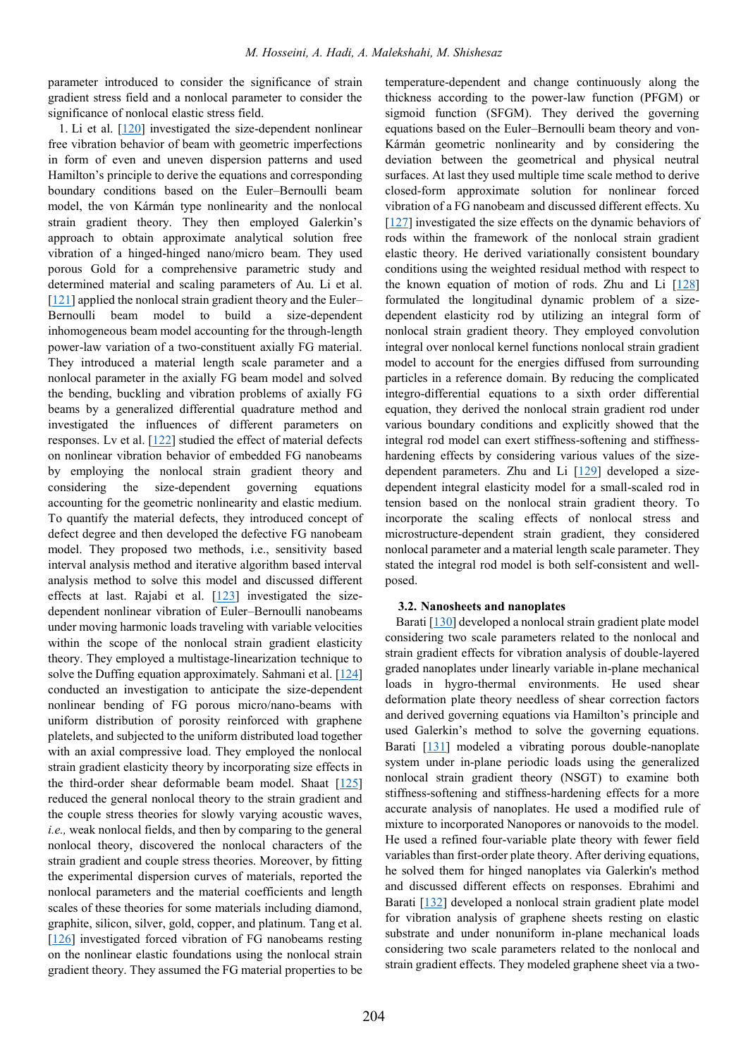parameter introduced to consider the significance of strain gradient stress field and a nonlocal parameter to consider the significance of nonlocal elastic stress field.

1. Li et al. [120] investigated the size-dependent nonlinear free vibration behavior of beam with geometric imperfections in form of even and uneven dispersion patterns and used Hamilton's principle to derive the equations and corresponding boundary conditions based on the Euler–Bernoulli beam model, the von Kármán type nonlinearity and the nonlocal strain gradient theory. They then employed Galerkin's approach to obtain approximate analytical solution free vibration of a hinged-hinged nano/micro beam. They used porous Gold for a comprehensive parametric study and determined material and scaling parameters of Au. Li et al. [121] applied the nonlocal strain gradient theory and the Euler–Bernoulli beam model to build a size-dependent inhomogeneous beam model accounting for the through-length power-law variation of a two-constituent axially FG material. They introduced a material length scale parameter and a nonlocal parameter in the axially FG beam model and solved the bending, buckling and vibration problems of axially FG beams by a generalized differential quadrature method and investigated the influences of different parameters on responses. Lv et al. [122] studied the effect of material defects on nonlinear vibration behavior of embedded FG nanobeams by employing the nonlocal strain gradient theory and considering the size-dependent governing equations accounting for the geometric nonlinearity and elastic medium. To quantify the material defects, they introduced concept of defect degree and then developed the defective FG nanobeam model. They proposed two methods, i.e., sensitivity based interval analysis method and iterative algorithm based interval analysis method to solve this model and discussed different effects at last. Rajabi et al. [123] investigated the size-dependent nonlinear vibration of Euler–Bernoulli nanobeams under moving harmonic loads traveling with variable velocities within the scope of the nonlocal strain gradient elasticity theory. They employed a multistage-linearization technique to solve the Duffing equation approximately. Sahmani et al. [124] conducted an investigation to anticipate the size-dependent nonlinear bending of FG porous micro/nano-beams with uniform distribution of porosity reinforced with graphene platelets, and subjected to the uniform distributed load together with an axial compressive load. They employed the nonlocal strain gradient elasticity theory by incorporating size effects in the third-order shear deformable beam model. Shaat [125] reduced the general nonlocal theory to the strain gradient and the couple stress theories for slowly varying acoustic waves, *i.e.,* weak nonlocal fields, and then by comparing to the general nonlocal theory, discovered the nonlocal characters of the strain gradient and couple stress theories. Moreover, by fitting the experimental dispersion curves of materials, reported the nonlocal parameters and the material coefficients and length scales of these theories for some materials including diamond, graphite, silicon, silver, gold, copper, and platinum. Tang et al. [126] investigated forced vibration of FG nanobeams resting on the nonlinear elastic foundations using the nonlocal strain gradient theory. They assumed the FG material properties to be temperature-dependent and change continuously along the thickness according to the power-law function (PFGM) or sigmoid function (SFGM). They derived the governing equations based on the Euler–Bernoulli beam theory and von-Kármán geometric nonlinearity and by considering the deviation between the geometrical and physical neutral surfaces. At last they used multiple time scale method to derive closed-form approximate solution for nonlinear forced vibration of a FG nanobeam and discussed different effects. Xu [127] investigated the size effects on the dynamic behaviors of rods within the framework of the nonlocal strain gradient elastic theory. He derived variationally consistent boundary conditions using the weighted residual method with respect to the known equation of motion of rods. Zhu and Li [128] formulated the longitudinal dynamic problem of a size-dependent elasticity rod by utilizing an integral form of nonlocal strain gradient theory. They employed convolution integral over nonlocal kernel functions nonlocal strain gradient model to account for the energies diffused from surrounding particles in a reference domain. By reducing the complicated integro-differential equations to a sixth order differential equation, they derived the nonlocal strain gradient rod under various boundary conditions and explicitly showed that the integral rod model can exert stiffness-softening and stiffness-hardening effects by considering various values of the size-dependent parameters. Zhu and Li [129] developed a size-dependent integral elasticity model for a small-scaled rod in tension based on the nonlocal strain gradient theory. To incorporate the scaling effects of nonlocal stress and microstructure-dependent strain gradient, they considered nonlocal parameter and a material length scale parameter. They stated the integral rod model is both self-consistent and well-posed.

### 3.2. Nanosheets and nanoplates

Barati [130] developed a nonlocal strain gradient plate model considering two scale parameters related to the nonlocal and strain gradient effects for vibration analysis of double-layered graded nanoplates under linearly variable in-plane mechanical loads in hygro-thermal environments. He used shear deformation plate theory needless of shear correction factors and derived governing equations via Hamilton's principle and used Galerkin's method to solve the governing equations. Barati [131] modeled a vibrating porous double-nanoplate system under in-plane periodic loads using the generalized nonlocal strain gradient theory (NSGT) to examine both stiffness-softening and stiffness-hardening effects for a more accurate analysis of nanoplates. He used a modified rule of mixture to incorporated Nanopores or nanovoids to the model. He used a refined four-variable plate theory with fewer field variables than first-order plate theory. After deriving equations, he solved them for hinged nanoplates via Galerkin's method and discussed different effects on responses. Ebrahimi and Barati [132] developed a nonlocal strain gradient plate model for vibration analysis of graphene sheets resting on elastic substrate and under nonuniform in-plane mechanical loads considering two scale parameters related to the nonlocal and strain gradient effects. They modeled graphene sheet via a two-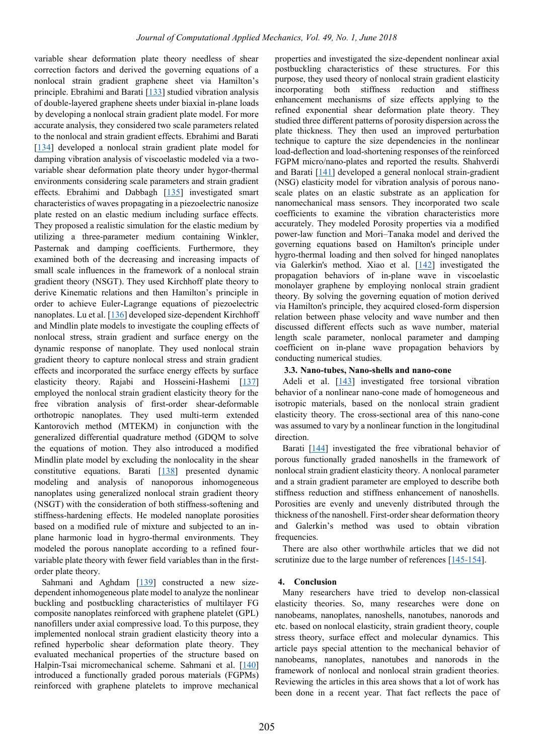variable shear deformation plate theory needless of shear correction factors and derived the governing equations of a nonlocal strain gradient graphene sheet via Hamilton's principle. Ebrahimi and Barati [133] studied vibration analysis of double-layered graphene sheets under biaxial in-plane loads by developing a nonlocal strain gradient plate model. For more accurate analysis, they considered two scale parameters related to the nonlocal and strain gradient effects. Ebrahimi and Barati [134] developed a nonlocal strain gradient plate model for damping vibration analysis of viscoelastic modeled via a two-variable shear deformation plate theory under hygor-thermal environments considering scale parameters and strain gradient effects. Ebrahimi and Dabbagh [135] investigated smart characteristics of waves propagating in a piezoelectric nanosize plate rested on an elastic medium including surface effects. They proposed a realistic simulation for the elastic medium by utilizing a three-parameter medium containing Winkler, Pasternak and damping coefficients. Furthermore, they examined both of the decreasing and increasing impacts of small scale influences in the framework of a nonlocal strain gradient theory (NSGT). They used Kirchhoff plate theory to derive Kinematic relations and then Hamilton's principle in order to achieve Euler-Lagrange equations of piezoelectric nanoplates. Lu et al. [136] developed size-dependent Kirchhoff and Mindlin plate models to investigate the coupling effects of nonlocal stress, strain gradient and surface energy on the dynamic response of nanoplate. They used nonlocal strain gradient theory to capture nonlocal stress and strain gradient effects and incorporated the surface energy effects by surface elasticity theory. Rajabi and Hosseini-Hashemi [137] employed the nonlocal strain gradient elasticity theory for the free vibration analysis of first-order shear-deformable orthotropic nanoplates. They used multi-term extended Kantorovich method (MTEKM) in conjunction with the generalized differential quadrature method (GDQM) to solve the equations of motion. They also introduced a modified Mindlin plate model by excluding the nonlocality in the shear constitutive equations. Barati [138] presented dynamic modeling and analysis of nanoporous inhomogeneous nanoplates using generalized nonlocal strain gradient theory (NSGT) with the consideration of both stiffness-softening and stiffness-hardening effects. He modeled nanoplate porosities based on a modified rule of mixture and subjected to an in-plane harmonic load in hygro-thermal environments. They modeled the porous nanoplate according to a refined four-variable plate theory with fewer field variables than in the first-order plate theory.

Sahmani and Aghdam [139] constructed a new size-dependent inhomogeneous plate model to analyze the nonlinear buckling and postbuckling characteristics of multilayer FG composite nanoplates reinforced with graphene platelet (GPL) nanofillers under axial compressive load. To this purpose, they implemented nonlocal strain gradient elasticity theory into a refined hyperbolic shear deformation plate theory. They evaluated mechanical properties of the structure based on Halpin-Tsai micromechanical scheme. Sahmani et al. [140] introduced a functionally graded porous materials (FGPMs) reinforced with graphene platelets to improve mechanical properties and investigated the size-dependent nonlinear axial postbuckling characteristics of these structures. For this purpose, they used theory of nonlocal strain gradient elasticity incorporating both stiffness reduction and stiffness enhancement mechanisms of size effects applying to the refined exponential shear deformation plate theory. They studied three different patterns of porosity dispersion across the plate thickness. They then used an improved perturbation technique to capture the size dependencies in the nonlinear load-deflection and load-shortening responses of the reinforced FGPM micro/nano-plates and reported the results. Shahverdi and Barati [141] developed a general nonlocal strain-gradient (NSG) elasticity model for vibration analysis of porous nano-scale plates on an elastic substrate as an application for nanomechanical mass sensors. They incorporated two scale coefficients to examine the vibration characteristics more accurately. They modeled Porosity properties via a modified power-law function and Mori–Tanaka model and derived the governing equations based on Hamilton's principle under hygro-thermal loading and then solved for hinged nanoplates via Galerkin's method. Xiao et al. [142] investigated the propagation behaviors of in-plane wave in viscoelastic monolayer graphene by employing nonlocal strain gradient theory. By solving the governing equation of motion derived via Hamilton's principle, they acquired closed-form dispersion relation between phase velocity and wave number and then discussed different effects such as wave number, material length scale parameter, nonlocal parameter and damping coefficient on in-plane wave propagation behaviors by conducting numerical studies.

### 3.3. Nano-tubes, Nano-shells and nano-cone

Adeli et al. [143] investigated free torsional vibration behavior of a nonlinear nano-cone made of homogeneous and isotropic materials, based on the nonlocal strain gradient elasticity theory. The cross-sectional area of this nano-cone was assumed to vary by a nonlinear function in the longitudinal direction.

Barati [144] investigated the free vibrational behavior of porous functionally graded nanoshells in the framework of nonlocal strain gradient elasticity theory. A nonlocal parameter and a strain gradient parameter are employed to describe both stiffness reduction and stiffness enhancement of nanoshells. Porosities are evenly and unevenly distributed through the thickness of the nanoshell. First-order shear deformation theory and Galerkin's method was used to obtain vibration frequencies.

There are also other worthwhile articles that we did not scrutinize due to the large number of references [145-154].

## 4. Conclusion

Many researchers have tried to develop non-classical elasticity theories. So, many researches were done on nanobeams, nanoplates, nanoshells, nanotubes, nanorods and etc. based on nonlocal elasticity, strain gradient theory, couple stress theory, surface effect and molecular dynamics. This article pays special attention to the mechanical behavior of nanobeams, nanoplates, nanotubes and nanorods in the framework of nonlocal and nonlocal strain gradient theories. Reviewing the articles in this area shows that a lot of work has been done in a recent year. That fact reflects the pace of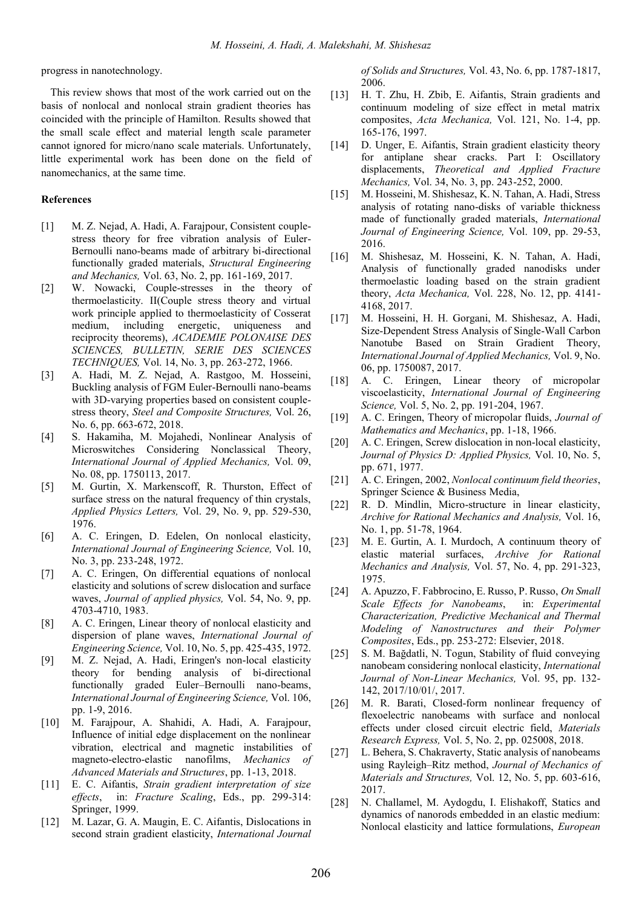progress in nanotechnology.

This review shows that most of the work carried out on the basis of nonlocal and nonlocal strain gradient theories has coincided with the principle of Hamilton. Results showed that the small scale effect and material length scale parameter cannot ignored for micro/nano scale materials. Unfortunately, little experimental work has been done on the field of nanomechanics, at the same time.

## References

[1] M. Z. Nejad, A. Hadi, A. Farajpour, Consistent couple-stress theory for free vibration analysis of Euler-Bernoulli nano-beams made of arbitrary bi-directional functionally graded materials, *Structural Engineering and Mechanics,* Vol. 63, No. 2, pp. 161-169, 2017.

[2] W. Nowacki, Couple-stresses in the theory of thermoelasticity. II(Couple stress theory and virtual work principle applied to thermoelasticity of Cosserat medium, including energetic, uniqueness and reciprocity theorems), *ACADEMIE POLONAISE DES SCIENCES, BULLETIN, SERIE DES SCIENCES TECHNIQUES,* Vol. 14, No. 3, pp. 263-272, 1966.

[3] A. Hadi, M. Z. Nejad, A. Rastgoo, M. Hosseini, Buckling analysis of FGM Euler-Bernoulli nano-beams with 3D-varying properties based on consistent couple-stress theory, *Steel and Composite Structures,* Vol. 26, No. 6, pp. 663-672, 2018.

[4] S. Hakamiha, M. Mojahedi, Nonlinear Analysis of Microswitches Considering Nonclassical Theory, *International Journal of Applied Mechanics,* Vol. 09, No. 08, pp. 1750113, 2017.

[5] M. Gurtin, X. Markenscoff, R. Thurston, Effect of surface stress on the natural frequency of thin crystals, *Applied Physics Letters,* Vol. 29, No. 9, pp. 529-530, 1976.

[6] A. C. Eringen, D. Edelen, On nonlocal elasticity, *International Journal of Engineering Science,* Vol. 10, No. 3, pp. 233-248, 1972.

[7] A. C. Eringen, On differential equations of nonlocal elasticity and solutions of screw dislocation and surface waves, *Journal of applied physics,* Vol. 54, No. 9, pp. 4703-4710, 1983.

[8] A. C. Eringen, Linear theory of nonlocal elasticity and dispersion of plane waves, *International Journal of Engineering Science,* Vol. 10, No. 5, pp. 425-435, 1972.

[9] M. Z. Nejad, A. Hadi, Eringen's non-local elasticity theory for bending analysis of bi-directional functionally graded Euler–Bernoulli nano-beams, *International Journal of Engineering Science,* Vol. 106, pp. 1-9, 2016.

[10] M. Farajpour, A. Shahidi, A. Hadi, A. Farajpour, Influence of initial edge displacement on the nonlinear vibration, electrical and magnetic instabilities of magneto-electro-elastic nanofilms, *Mechanics of Advanced Materials and Structures*, pp. 1-13, 2018.

[11] E. C. Aifantis, *Strain gradient interpretation of size effects*, in: *Fracture Scaling*, Eds., pp. 299-314: Springer, 1999.

[12] M. Lazar, G. A. Maugin, E. C. Aifantis, Dislocations in second strain gradient elasticity, *International Journal of Solids and Structures,* Vol. 43, No. 6, pp. 1787-1817, 2006.

[13] H. T. Zhu, H. Zbib, E. Aifantis, Strain gradients and continuum modeling of size effect in metal matrix composites, *Acta Mechanica,* Vol. 121, No. 1-4, pp. 165-176, 1997.

[14] D. Unger, E. Aifantis, Strain gradient elasticity theory for antiplane shear cracks. Part I: Oscillatory displacements, *Theoretical and Applied Fracture Mechanics,* Vol. 34, No. 3, pp. 243-252, 2000.

[15] M. Hosseini, M. Shishesaz, K. N. Tahan, A. Hadi, Stress analysis of rotating nano-disks of variable thickness made of functionally graded materials, *International Journal of Engineering Science,* Vol. 109, pp. 29-53, 2016.

[16] M. Shishesaz, M. Hosseini, K. N. Tahan, A. Hadi, Analysis of functionally graded nanodisks under thermoelastic loading based on the strain gradient theory, *Acta Mechanica,* Vol. 228, No. 12, pp. 4141-4168, 2017.

[17] M. Hosseini, H. H. Gorgani, M. Shishesaz, A. Hadi, Size-Dependent Stress Analysis of Single-Wall Carbon Nanotube Based on Strain Gradient Theory, *International Journal of Applied Mechanics,* Vol. 9, No. 06, pp. 1750087, 2017.

[18] A. C. Eringen, Linear theory of micropolar viscoelasticity, *International Journal of Engineering Science,* Vol. 5, No. 2, pp. 191-204, 1967.

[19] A. C. Eringen, Theory of micropolar fluids, *Journal of Mathematics and Mechanics*, pp. 1-18, 1966.

[20] A. C. Eringen, Screw dislocation in non-local elasticity, *Journal of Physics D: Applied Physics,* Vol. 10, No. 5, pp. 671, 1977.

[21] A. C. Eringen, 2002, *Nonlocal continuum field theories*, Springer Science & Business Media,

[22] R. D. Mindlin, Micro-structure in linear elasticity, *Archive for Rational Mechanics and Analysis,* Vol. 16, No. 1, pp. 51-78, 1964.

[23] M. E. Gurtin, A. I. Murdoch, A continuum theory of elastic material surfaces, *Archive for Rational Mechanics and Analysis,* Vol. 57, No. 4, pp. 291-323, 1975.

[24] A. Apuzzo, F. Fabbrocino, E. Russo, P. Russo, *On Small Scale Effects for Nanobeams*, in: *Experimental Characterization, Predictive Mechanical and Thermal Modeling of Nanostructures and their Polymer Composites*, Eds., pp. 253-272: Elsevier, 2018.

[25] S. M. Bağdatli, N. Togun, Stability of fluid conveying nanobeam considering nonlocal elasticity, *International Journal of Non-Linear Mechanics,* Vol. 95, pp. 132-142, 2017/10/01/, 2017.

[26] M. R. Barati, Closed-form nonlinear frequency of flexoelectric nanobeams with surface and nonlocal effects under closed circuit electric field, *Materials Research Express,* Vol. 5, No. 2, pp. 025008, 2018.

[27] L. Behera, S. Chakraverty, Static analysis of nanobeams using Rayleigh–Ritz method, *Journal of Mechanics of Materials and Structures,* Vol. 12, No. 5, pp. 603-616, 2017.

[28] N. Challamel, M. Aydogdu, I. Elishakoff, Statics and dynamics of nanorods embedded in an elastic medium: Nonlocal elasticity and lattice formulations, *European*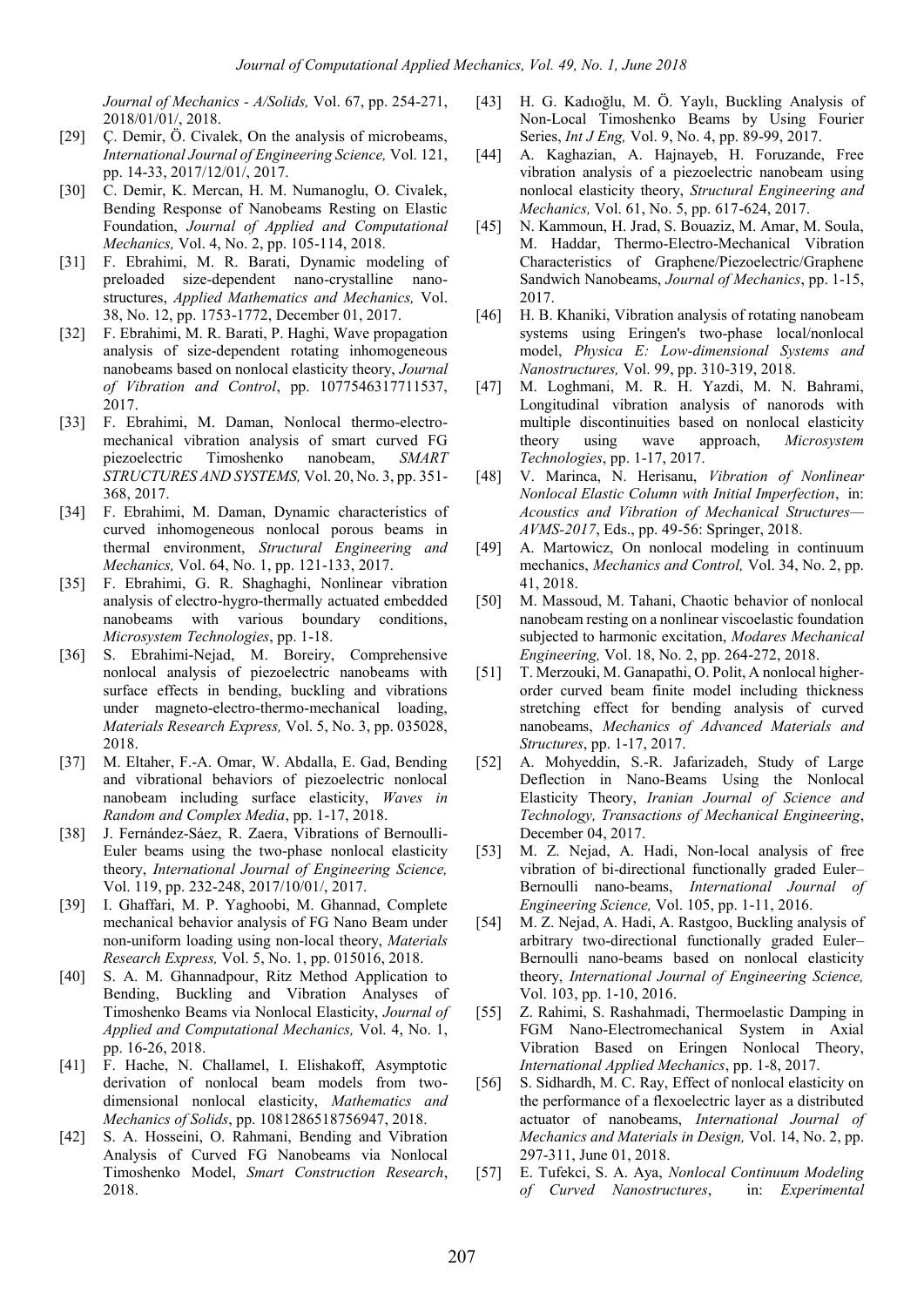*Journal of Mechanics - A/Solids,* Vol. 67, pp. 254-271, 2018/01/01/, 2018.

[29] Ç. Demir, Ö. Civalek, On the analysis of microbeams, *International Journal of Engineering Science,* Vol. 121, pp. 14-33, 2017/12/01/, 2017.

[30] C. Demir, K. Mercan, H. M. Numanoglu, O. Civalek, Bending Response of Nanobeams Resting on Elastic Foundation, *Journal of Applied and Computational Mechanics,* Vol. 4, No. 2, pp. 105-114, 2018.

[31] F. Ebrahimi, M. R. Barati, Dynamic modeling of preloaded size-dependent nano-crystalline nano-structures, *Applied Mathematics and Mechanics,* Vol. 38, No. 12, pp. 1753-1772, December 01, 2017.

[32] F. Ebrahimi, M. R. Barati, P. Haghi, Wave propagation analysis of size-dependent rotating inhomogeneous nanobeams based on nonlocal elasticity theory, *Journal of Vibration and Control*, pp. 1077546317711537, 2017.

[33] F. Ebrahimi, M. Daman, Nonlocal thermo-electro-mechanical vibration analysis of smart curved FG piezoelectric Timoshenko nanobeam, *SMART STRUCTURES AND SYSTEMS,* Vol. 20, No. 3, pp. 351-368, 2017.

[34] F. Ebrahimi, M. Daman, Dynamic characteristics of curved inhomogeneous nonlocal porous beams in thermal environment, *Structural Engineering and Mechanics,* Vol. 64, No. 1, pp. 121-133, 2017.

[35] F. Ebrahimi, G. R. Shaghaghi, Nonlinear vibration analysis of electro-hygro-thermally actuated embedded nanobeams with various boundary conditions, *Microsystem Technologies*, pp. 1-18.

[36] S. Ebrahimi-Nejad, M. Boreiry, Comprehensive nonlocal analysis of piezoelectric nanobeams with surface effects in bending, buckling and vibrations under magneto-electro-thermo-mechanical loading, *Materials Research Express,* Vol. 5, No. 3, pp. 035028, 2018.

[37] M. Eltaher, F.-A. Omar, W. Abdalla, E. Gad, Bending and vibrational behaviors of piezoelectric nonlocal nanobeam including surface elasticity, *Waves in Random and Complex Media*, pp. 1-17, 2018.

[38] J. Fernández-Sáez, R. Zaera, Vibrations of Bernoulli-Euler beams using the two-phase nonlocal elasticity theory, *International Journal of Engineering Science,* Vol. 119, pp. 232-248, 2017/10/01/, 2017.

[39] I. Ghaffari, M. P. Yaghoobi, M. Ghannad, Complete mechanical behavior analysis of FG Nano Beam under non-uniform loading using non-local theory, *Materials Research Express,* Vol. 5, No. 1, pp. 015016, 2018.

[40] S. A. M. Ghannadpour, Ritz Method Application to Bending, Buckling and Vibration Analyses of Timoshenko Beams via Nonlocal Elasticity, *Journal of Applied and Computational Mechanics,* Vol. 4, No. 1, pp. 16-26, 2018.

[41] F. Hache, N. Challamel, I. Elishakoff, Asymptotic derivation of nonlocal beam models from two-dimensional nonlocal elasticity, *Mathematics and Mechanics of Solids*, pp. 1081286518756947, 2018.

[42] S. A. Hosseini, O. Rahmani, Bending and Vibration Analysis of Curved FG Nanobeams via Nonlocal Timoshenko Model, *Smart Construction Research*, 2018.

[43] H. G. Kadıoğlu, M. Ö. Yaylı, Buckling Analysis of Non-Local Timoshenko Beams by Using Fourier Series, *Int J Eng,* Vol. 9, No. 4, pp. 89-99, 2017.

[44] A. Kaghazian, A. Hajnayeb, H. Foruzande, Free vibration analysis of a piezoelectric nanobeam using nonlocal elasticity theory, *Structural Engineering and Mechanics,* Vol. 61, No. 5, pp. 617-624, 2017.

[45] N. Kammoun, H. Jrad, S. Bouaziz, M. Amar, M. Soula, M. Haddar, Thermo-Electro-Mechanical Vibration Characteristics of Graphene/Piezoelectric/Graphene Sandwich Nanobeams, *Journal of Mechanics*, pp. 1-15, 2017.

[46] H. B. Khaniki, Vibration analysis of rotating nanobeam systems using Eringen's two-phase local/nonlocal model, *Physica E: Low-dimensional Systems and Nanostructures,* Vol. 99, pp. 310-319, 2018.

[47] M. Loghmani, M. R. H. Yazdi, M. N. Bahrami, Longitudinal vibration analysis of nanorods with multiple discontinuities based on nonlocal elasticity theory using wave approach, *Microsystem Technologies*, pp. 1-17, 2017.

[48] V. Marinca, N. Herisanu, *Vibration of Nonlinear Nonlocal Elastic Column with Initial Imperfection*, in: *Acoustics and Vibration of Mechanical Structures—AVMS-2017*, Eds., pp. 49-56: Springer, 2018.

[49] A. Martowicz, On nonlocal modeling in continuum mechanics, *Mechanics and Control,* Vol. 34, No. 2, pp. 41, 2018.

[50] M. Massoud, M. Tahani, Chaotic behavior of nonlocal nanobeam resting on a nonlinear viscoelastic foundation subjected to harmonic excitation, *Modares Mechanical Engineering,* Vol. 18, No. 2, pp. 264-272, 2018.

[51] T. Merzouki, M. Ganapathi, O. Polit, A nonlocal higher-order curved beam finite model including thickness stretching effect for bending analysis of curved nanobeams, *Mechanics of Advanced Materials and Structures*, pp. 1-17, 2017.

[52] A. Mohyeddin, S.-R. Jafarizadeh, Study of Large Deflection in Nano-Beams Using the Nonlocal Elasticity Theory, *Iranian Journal of Science and Technology, Transactions of Mechanical Engineering*, December 04, 2017.

[53] M. Z. Nejad, A. Hadi, Non-local analysis of free vibration of bi-directional functionally graded Euler–Bernoulli nano-beams, *International Journal of Engineering Science,* Vol. 105, pp. 1-11, 2016.

[54] M. Z. Nejad, A. Hadi, A. Rastgoo, Buckling analysis of arbitrary two-directional functionally graded Euler–Bernoulli nano-beams based on nonlocal elasticity theory, *International Journal of Engineering Science,* Vol. 103, pp. 1-10, 2016.

[55] Z. Rahimi, S. Rashahmadi, Thermoelastic Damping in FGM Nano-Electromechanical System in Axial Vibration Based on Eringen Nonlocal Theory, *International Applied Mechanics*, pp. 1-8, 2017.

[56] S. Sidhardh, M. C. Ray, Effect of nonlocal elasticity on the performance of a flexoelectric layer as a distributed actuator of nanobeams, *International Journal of Mechanics and Materials in Design,* Vol. 14, No. 2, pp. 297-311, June 01, 2018.

[57] E. Tufekci, S. A. Aya, *Nonlocal Continuum Modeling of Curved Nanostructures*, in: *Experimental*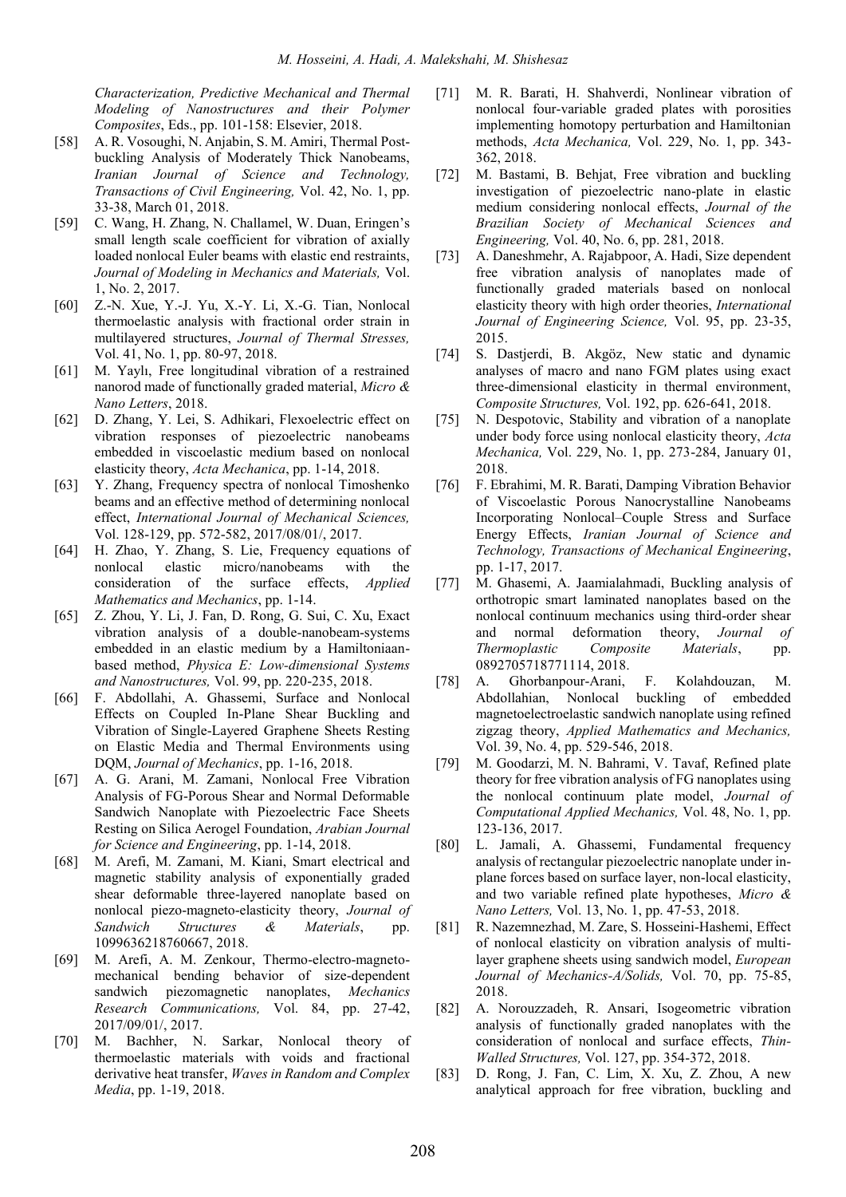*Characterization, Predictive Mechanical and Thermal Modeling of Nanostructures and their Polymer Composites*, Eds., pp. 101-158: Elsevier, 2018.

[58] A. R. Vosoughi, N. Anjabin, S. M. Amiri, Thermal Post-buckling Analysis of Moderately Thick Nanobeams, *Iranian Journal of Science and Technology, Transactions of Civil Engineering,* Vol. 42, No. 1, pp. 33-38, March 01, 2018.

[59] C. Wang, H. Zhang, N. Challamel, W. Duan, Eringen's small length scale coefficient for vibration of axially loaded nonlocal Euler beams with elastic end restraints, *Journal of Modeling in Mechanics and Materials,* Vol. 1, No. 2, 2017.

[60] Z.-N. Xue, Y.-J. Yu, X.-Y. Li, X.-G. Tian, Nonlocal thermoelastic analysis with fractional order strain in multilayered structures, *Journal of Thermal Stresses,* Vol. 41, No. 1, pp. 80-97, 2018.

[61] M. Yaylı, Free longitudinal vibration of a restrained nanorod made of functionally graded material, *Micro & Nano Letters*, 2018.

[62] D. Zhang, Y. Lei, S. Adhikari, Flexoelectric effect on vibration responses of piezoelectric nanobeams embedded in viscoelastic medium based on nonlocal elasticity theory, *Acta Mechanica*, pp. 1-14, 2018.

[63] Y. Zhang, Frequency spectra of nonlocal Timoshenko beams and an effective method of determining nonlocal effect, *International Journal of Mechanical Sciences,* Vol. 128-129, pp. 572-582, 2017/08/01/, 2017.

[64] H. Zhao, Y. Zhang, S. Lie, Frequency equations of nonlocal elastic micro/nanobeams with the consideration of the surface effects, *Applied Mathematics and Mechanics*, pp. 1-14.

[65] Z. Zhou, Y. Li, J. Fan, D. Rong, G. Sui, C. Xu, Exact vibration analysis of a double-nanobeam-systems embedded in an elastic medium by a Hamiltoniaan-based method, *Physica E: Low-dimensional Systems and Nanostructures,* Vol. 99, pp. 220-235, 2018.

[66] F. Abdollahi, A. Ghassemi, Surface and Nonlocal Effects on Coupled In-Plane Shear Buckling and Vibration of Single-Layered Graphene Sheets Resting on Elastic Media and Thermal Environments using DQM, *Journal of Mechanics*, pp. 1-16, 2018.

[67] A. G. Arani, M. Zamani, Nonlocal Free Vibration Analysis of FG-Porous Shear and Normal Deformable Sandwich Nanoplate with Piezoelectric Face Sheets Resting on Silica Aerogel Foundation, *Arabian Journal for Science and Engineering*, pp. 1-14, 2018.

[68] M. Arefi, M. Zamani, M. Kiani, Smart electrical and magnetic stability analysis of exponentially graded shear deformable three-layered nanoplate based on nonlocal piezo-magneto-elasticity theory, *Journal of Sandwich Structures & Materials*, pp. 1099636218760667, 2018.

[69] M. Arefi, A. M. Zenkour, Thermo-electro-magneto-mechanical bending behavior of size-dependent sandwich piezomagnetic nanoplates, *Mechanics Research Communications,* Vol. 84, pp. 27-42, 2017/09/01/, 2017.

[70] M. Bachher, N. Sarkar, Nonlocal theory of thermoelastic materials with voids and fractional derivative heat transfer, *Waves in Random and Complex Media*, pp. 1-19, 2018.

[71] M. R. Barati, H. Shahverdi, Nonlinear vibration of nonlocal four-variable graded plates with porosities implementing homotopy perturbation and Hamiltonian methods, *Acta Mechanica,* Vol. 229, No. 1, pp. 343-362, 2018.

[72] M. Bastami, B. Behjat, Free vibration and buckling investigation of piezoelectric nano-plate in elastic medium considering nonlocal effects, *Journal of the Brazilian Society of Mechanical Sciences and Engineering,* Vol. 40, No. 6, pp. 281, 2018.

[73] A. Daneshmehr, A. Rajabpoor, A. Hadi, Size dependent free vibration analysis of nanoplates made of functionally graded materials based on nonlocal elasticity theory with high order theories, *International Journal of Engineering Science,* Vol. 95, pp. 23-35, 2015.

[74] S. Dastjerdi, B. Akgöz, New static and dynamic analyses of macro and nano FGM plates using exact three-dimensional elasticity in thermal environment, *Composite Structures,* Vol. 192, pp. 626-641, 2018.

[75] N. Despotovic, Stability and vibration of a nanoplate under body force using nonlocal elasticity theory, *Acta Mechanica,* Vol. 229, No. 1, pp. 273-284, January 01, 2018.

[76] F. Ebrahimi, M. R. Barati, Damping Vibration Behavior of Viscoelastic Porous Nanocrystalline Nanobeams Incorporating Nonlocal–Couple Stress and Surface Energy Effects, *Iranian Journal of Science and Technology, Transactions of Mechanical Engineering*, pp. 1-17, 2017.

[77] M. Ghasemi, A. Jaamialahmadi, Buckling analysis of orthotropic smart laminated nanoplates based on the nonlocal continuum mechanics using third-order shear and normal deformation theory, *Journal of Thermoplastic Composite Materials*, pp. 0892705718771114, 2018.

[78] A. Ghorbanpour-Arani, F. Kolahdouzan, M. Abdollahian, Nonlocal buckling of embedded magnetoelectroelastic sandwich nanoplate using refined zigzag theory, *Applied Mathematics and Mechanics,* Vol. 39, No. 4, pp. 529-546, 2018.

[79] M. Goodarzi, M. N. Bahrami, V. Tavaf, Refined plate theory for free vibration analysis of FG nanoplates using the nonlocal continuum plate model, *Journal of Computational Applied Mechanics,* Vol. 48, No. 1, pp. 123-136, 2017.

[80] L. Jamali, A. Ghassemi, Fundamental frequency analysis of rectangular piezoelectric nanoplate under in-plane forces based on surface layer, non-local elasticity, and two variable refined plate hypotheses, *Micro & Nano Letters,* Vol. 13, No. 1, pp. 47-53, 2018.

[81] R. Nazemnezhad, M. Zare, S. Hosseini-Hashemi, Effect of nonlocal elasticity on vibration analysis of multi-layer graphene sheets using sandwich model, *European Journal of Mechanics-A/Solids,* Vol. 70, pp. 75-85, 2018.

[82] A. Norouzzadeh, R. Ansari, Isogeometric vibration analysis of functionally graded nanoplates with the consideration of nonlocal and surface effects, *Thin-Walled Structures,* Vol. 127, pp. 354-372, 2018.

[83] D. Rong, J. Fan, C. Lim, X. Xu, Z. Zhou, A new analytical approach for free vibration, buckling and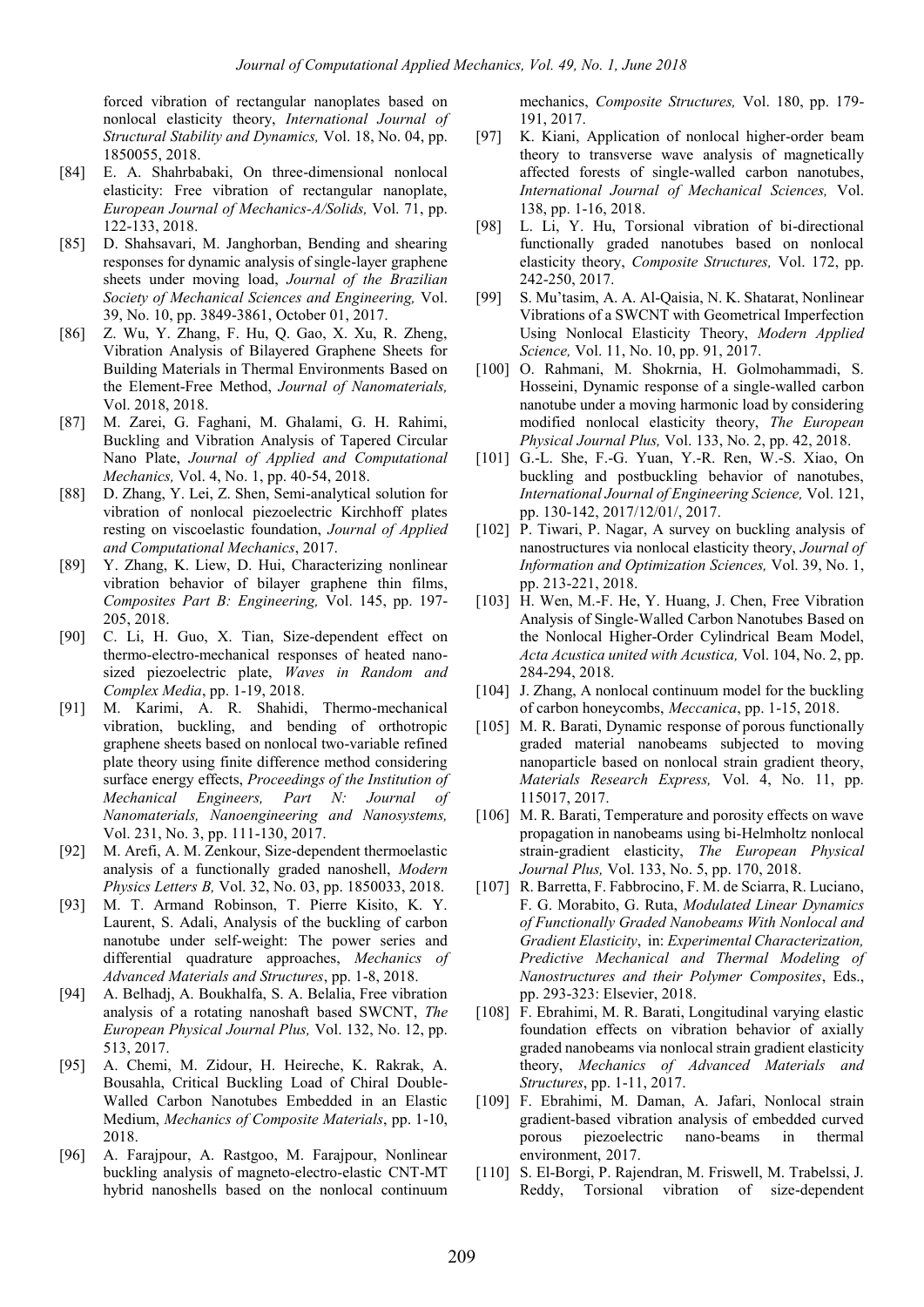forced vibration of rectangular nanoplates based on nonlocal elasticity theory, *International Journal of Structural Stability and Dynamics,* Vol. 18, No. 04, pp. 1850055, 2018.

[84] E. A. Shahrbabaki, On three-dimensional nonlocal elasticity: Free vibration of rectangular nanoplate, *European Journal of Mechanics-A/Solids,* Vol. 71, pp. 122-133, 2018.

[85] D. Shahsavari, M. Janghorban, Bending and shearing responses for dynamic analysis of single-layer graphene sheets under moving load, *Journal of the Brazilian Society of Mechanical Sciences and Engineering,* Vol. 39, No. 10, pp. 3849-3861, October 01, 2017.

[86] Z. Wu, Y. Zhang, F. Hu, Q. Gao, X. Xu, R. Zheng, Vibration Analysis of Bilayered Graphene Sheets for Building Materials in Thermal Environments Based on the Element-Free Method, *Journal of Nanomaterials,* Vol. 2018, 2018.

[87] M. Zarei, G. Faghani, M. Ghalami, G. H. Rahimi, Buckling and Vibration Analysis of Tapered Circular Nano Plate, *Journal of Applied and Computational Mechanics,* Vol. 4, No. 1, pp. 40-54, 2018.

[88] D. Zhang, Y. Lei, Z. Shen, Semi-analytical solution for vibration of nonlocal piezoelectric Kirchhoff plates resting on viscoelastic foundation, *Journal of Applied and Computational Mechanics*, 2017.

[89] Y. Zhang, K. Liew, D. Hui, Characterizing nonlinear vibration behavior of bilayer graphene thin films, *Composites Part B: Engineering,* Vol. 145, pp. 197-205, 2018.

[90] C. Li, H. Guo, X. Tian, Size-dependent effect on thermo-electro-mechanical responses of heated nano-sized piezoelectric plate, *Waves in Random and Complex Media*, pp. 1-19, 2018.

[91] M. Karimi, A. R. Shahidi, Thermo-mechanical vibration, buckling, and bending of orthotropic graphene sheets based on nonlocal two-variable refined plate theory using finite difference method considering surface energy effects, *Proceedings of the Institution of Mechanical Engineers, Part N: Journal of Nanomaterials, Nanoengineering and Nanosystems,* Vol. 231, No. 3, pp. 111-130, 2017.

[92] M. Arefi, A. M. Zenkour, Size-dependent thermoelastic analysis of a functionally graded nanoshell, *Modern Physics Letters B,* Vol. 32, No. 03, pp. 1850033, 2018.

[93] M. T. Armand Robinson, T. Pierre Kisito, K. Y. Laurent, S. Adali, Analysis of the buckling of carbon nanotube under self-weight: The power series and differential quadrature approaches, *Mechanics of Advanced Materials and Structures*, pp. 1-8, 2018.

[94] A. Belhadj, A. Boukhalfa, S. A. Belalia, Free vibration analysis of a rotating nanoshaft based SWCNT, *The European Physical Journal Plus,* Vol. 132, No. 12, pp. 513, 2017.

[95] A. Chemi, M. Zidour, H. Heireche, K. Rakrak, A. Bousahla, Critical Buckling Load of Chiral Double-Walled Carbon Nanotubes Embedded in an Elastic Medium, *Mechanics of Composite Materials*, pp. 1-10, 2018.

[96] A. Farajpour, A. Rastgoo, M. Farajpour, Nonlinear buckling analysis of magneto-electro-elastic CNT-MT hybrid nanoshells based on the nonlocal continuum mechanics, *Composite Structures,* Vol. 180, pp. 179-191, 2017.

[97] K. Kiani, Application of nonlocal higher-order beam theory to transverse wave analysis of magnetically affected forests of single-walled carbon nanotubes, *International Journal of Mechanical Sciences,* Vol. 138, pp. 1-16, 2018.

[98] L. Li, Y. Hu, Torsional vibration of bi-directional functionally graded nanotubes based on nonlocal elasticity theory, *Composite Structures,* Vol. 172, pp. 242-250, 2017.

[99] S. Mu'tasim, A. A. Al-Qaisia, N. K. Shatarat, Nonlinear Vibrations of a SWCNT with Geometrical Imperfection Using Nonlocal Elasticity Theory, *Modern Applied Science,* Vol. 11, No. 10, pp. 91, 2017.

[100] O. Rahmani, M. Shokrnia, H. Golmohammadi, S. Hosseini, Dynamic response of a single-walled carbon nanotube under a moving harmonic load by considering modified nonlocal elasticity theory, *The European Physical Journal Plus,* Vol. 133, No. 2, pp. 42, 2018.

[101] G.-L. She, F.-G. Yuan, Y.-R. Ren, W.-S. Xiao, On buckling and postbuckling behavior of nanotubes, *International Journal of Engineering Science,* Vol. 121, pp. 130-142, 2017/12/01/, 2017.

[102] P. Tiwari, P. Nagar, A survey on buckling analysis of nanostructures via nonlocal elasticity theory, *Journal of Information and Optimization Sciences,* Vol. 39, No. 1, pp. 213-221, 2018.

[103] H. Wen, M.-F. He, Y. Huang, J. Chen, Free Vibration Analysis of Single-Walled Carbon Nanotubes Based on the Nonlocal Higher-Order Cylindrical Beam Model, *Acta Acustica united with Acustica,* Vol. 104, No. 2, pp. 284-294, 2018.

[104] J. Zhang, A nonlocal continuum model for the buckling of carbon honeycombs, *Meccanica*, pp. 1-15, 2018.

[105] M. R. Barati, Dynamic response of porous functionally graded material nanobeams subjected to moving nanoparticle based on nonlocal strain gradient theory, *Materials Research Express,* Vol. 4, No. 11, pp. 115017, 2017.

[106] M. R. Barati, Temperature and porosity effects on wave propagation in nanobeams using bi-Helmholtz nonlocal strain-gradient elasticity, *The European Physical Journal Plus,* Vol. 133, No. 5, pp. 170, 2018.

[107] R. Barretta, F. Fabbrocino, F. M. de Sciarra, R. Luciano, F. G. Morabito, G. Ruta, *Modulated Linear Dynamics of Functionally Graded Nanobeams With Nonlocal and Gradient Elasticity*, in: *Experimental Characterization, Predictive Mechanical and Thermal Modeling of Nanostructures and their Polymer Composites*, Eds., pp. 293-323: Elsevier, 2018.

[108] F. Ebrahimi, M. R. Barati, Longitudinal varying elastic foundation effects on vibration behavior of axially graded nanobeams via nonlocal strain gradient elasticity theory, *Mechanics of Advanced Materials and Structures*, pp. 1-11, 2017.

[109] F. Ebrahimi, M. Daman, A. Jafari, Nonlocal strain gradient-based vibration analysis of embedded curved porous piezoelectric nano-beams in thermal environment, 2017.

[110] S. El-Borgi, P. Rajendran, M. Friswell, M. Trabelssi, J. Reddy, Torsional vibration of size-dependent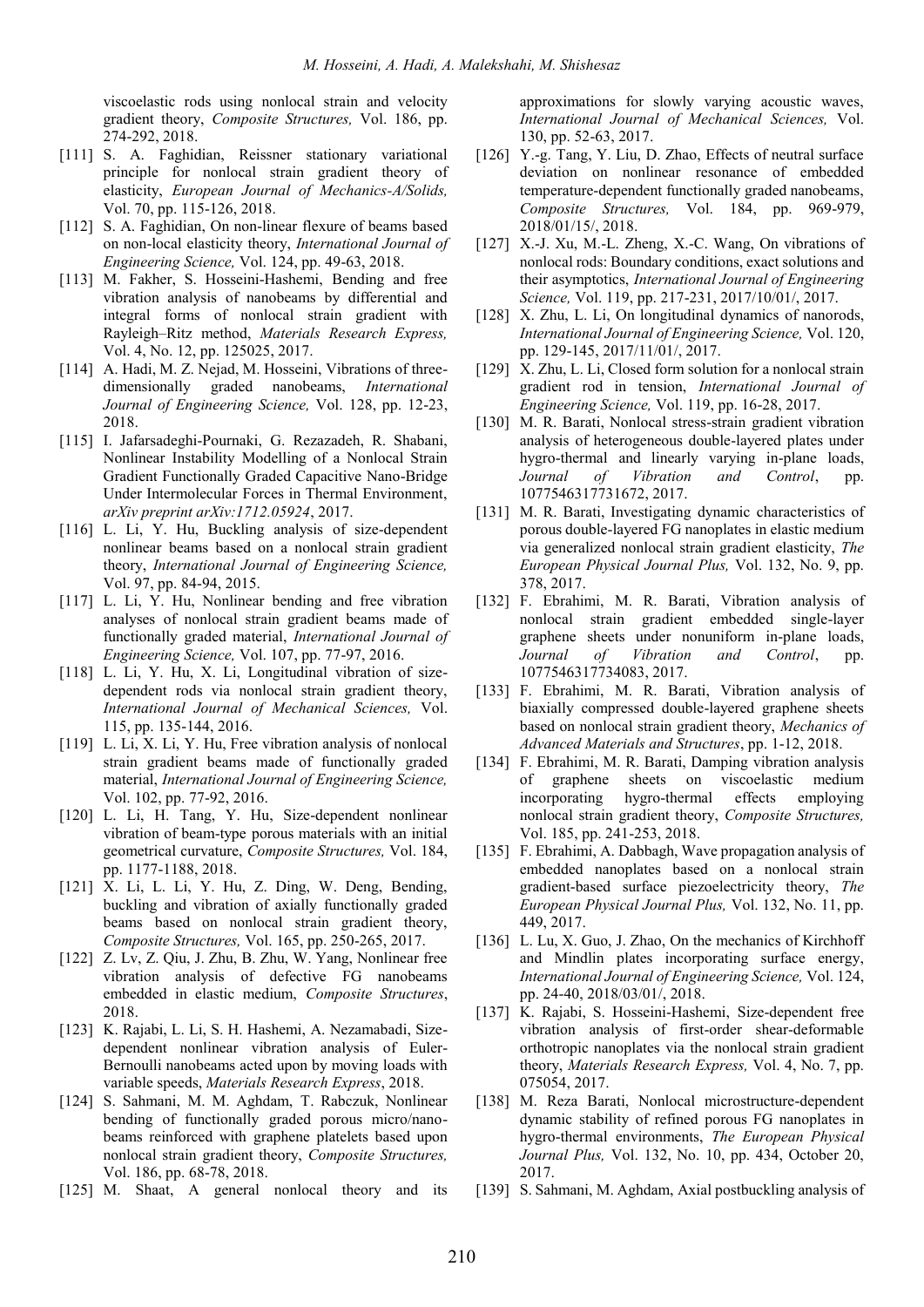viscoelastic rods using nonlocal strain and velocity gradient theory, *Composite Structures,* Vol. 186, pp. 274-292, 2018.

[111] S. A. Faghidian, Reissner stationary variational principle for nonlocal strain gradient theory of elasticity, *European Journal of Mechanics-A/Solids,* Vol. 70, pp. 115-126, 2018.

[112] S. A. Faghidian, On non-linear flexure of beams based on non-local elasticity theory, *International Journal of Engineering Science,* Vol. 124, pp. 49-63, 2018.

[113] M. Fakher, S. Hosseini-Hashemi, Bending and free vibration analysis of nanobeams by differential and integral forms of nonlocal strain gradient with Rayleigh–Ritz method, *Materials Research Express,* Vol. 4, No. 12, pp. 125025, 2017.

[114] A. Hadi, M. Z. Nejad, M. Hosseini, Vibrations of three-dimensionally graded nanobeams, *International Journal of Engineering Science,* Vol. 128, pp. 12-23, 2018.

[115] I. Jafarsadeghi-Pournaki, G. Rezazadeh, R. Shabani, Nonlinear Instability Modelling of a Nonlocal Strain Gradient Functionally Graded Capacitive Nano-Bridge Under Intermolecular Forces in Thermal Environment, *arXiv preprint arXiv:1712.05924*, 2017.

[116] L. Li, Y. Hu, Buckling analysis of size-dependent nonlinear beams based on a nonlocal strain gradient theory, *International Journal of Engineering Science,* Vol. 97, pp. 84-94, 2015.

[117] L. Li, Y. Hu, Nonlinear bending and free vibration analyses of nonlocal strain gradient beams made of functionally graded material, *International Journal of Engineering Science,* Vol. 107, pp. 77-97, 2016.

[118] L. Li, Y. Hu, X. Li, Longitudinal vibration of size-dependent rods via nonlocal strain gradient theory, *International Journal of Mechanical Sciences,* Vol. 115, pp. 135-144, 2016.

[119] L. Li, X. Li, Y. Hu, Free vibration analysis of nonlocal strain gradient beams made of functionally graded material, *International Journal of Engineering Science,* Vol. 102, pp. 77-92, 2016.

[120] L. Li, H. Tang, Y. Hu, Size-dependent nonlinear vibration of beam-type porous materials with an initial geometrical curvature, *Composite Structures,* Vol. 184, pp. 1177-1188, 2018.

[121] X. Li, L. Li, Y. Hu, Z. Ding, W. Deng, Bending, buckling and vibration of axially functionally graded beams based on nonlocal strain gradient theory, *Composite Structures,* Vol. 165, pp. 250-265, 2017.

[122] Z. Lv, Z. Qiu, J. Zhu, B. Zhu, W. Yang, Nonlinear free vibration analysis of defective FG nanobeams embedded in elastic medium, *Composite Structures*, 2018.

[123] K. Rajabi, L. Li, S. H. Hashemi, A. Nezamabadi, Size-dependent nonlinear vibration analysis of Euler-Bernoulli nanobeams acted upon by moving loads with variable speeds, *Materials Research Express*, 2018.

[124] S. Sahmani, M. M. Aghdam, T. Rabczuk, Nonlinear bending of functionally graded porous micro/nano-beams reinforced with graphene platelets based upon nonlocal strain gradient theory, *Composite Structures,* Vol. 186, pp. 68-78, 2018.

[125] M. Shaat, A general nonlocal theory and its approximations for slowly varying acoustic waves, *International Journal of Mechanical Sciences,* Vol. 130, pp. 52-63, 2017.

[126] Y.-g. Tang, Y. Liu, D. Zhao, Effects of neutral surface deviation on nonlinear resonance of embedded temperature-dependent functionally graded nanobeams, *Composite Structures,* Vol. 184, pp. 969-979, 2018/01/15/, 2018.

[127] X.-J. Xu, M.-L. Zheng, X.-C. Wang, On vibrations of nonlocal rods: Boundary conditions, exact solutions and their asymptotics, *International Journal of Engineering Science,* Vol. 119, pp. 217-231, 2017/10/01/, 2017.

[128] X. Zhu, L. Li, On longitudinal dynamics of nanorods, *International Journal of Engineering Science,* Vol. 120, pp. 129-145, 2017/11/01/, 2017.

[129] X. Zhu, L. Li, Closed form solution for a nonlocal strain gradient rod in tension, *International Journal of Engineering Science,* Vol. 119, pp. 16-28, 2017.

[130] M. R. Barati, Nonlocal stress-strain gradient vibration analysis of heterogeneous double-layered plates under hygro-thermal and linearly varying in-plane loads, *Journal of Vibration and Control*, pp. 1077546317731672, 2017.

[131] M. R. Barati, Investigating dynamic characteristics of porous double-layered FG nanoplates in elastic medium via generalized nonlocal strain gradient elasticity, *The European Physical Journal Plus,* Vol. 132, No. 9, pp. 378, 2017.

[132] F. Ebrahimi, M. R. Barati, Vibration analysis of nonlocal strain gradient embedded single-layer graphene sheets under nonuniform in-plane loads, *Journal of Vibration and Control*, pp. 1077546317734083, 2017.

[133] F. Ebrahimi, M. R. Barati, Vibration analysis of biaxially compressed double-layered graphene sheets based on nonlocal strain gradient theory, *Mechanics of Advanced Materials and Structures*, pp. 1-12, 2018.

[134] F. Ebrahimi, M. R. Barati, Damping vibration analysis of graphene sheets on viscoelastic medium incorporating hygro-thermal effects employing nonlocal strain gradient theory, *Composite Structures,* Vol. 185, pp. 241-253, 2018.

[135] F. Ebrahimi, A. Dabbagh, Wave propagation analysis of embedded nanoplates based on a nonlocal strain gradient-based surface piezoelectricity theory, *The European Physical Journal Plus,* Vol. 132, No. 11, pp. 449, 2017.

[136] L. Lu, X. Guo, J. Zhao, On the mechanics of Kirchhoff and Mindlin plates incorporating surface energy, *International Journal of Engineering Science,* Vol. 124, pp. 24-40, 2018/03/01/, 2018.

[137] K. Rajabi, S. Hosseini-Hashemi, Size-dependent free vibration analysis of first-order shear-deformable orthotropic nanoplates via the nonlocal strain gradient theory, *Materials Research Express,* Vol. 4, No. 7, pp. 075054, 2017.

[138] M. Reza Barati, Nonlocal microstructure-dependent dynamic stability of refined porous FG nanoplates in hygro-thermal environments, *The European Physical Journal Plus,* Vol. 132, No. 10, pp. 434, October 20, 2017.

[139] S. Sahmani, M. Aghdam, Axial postbuckling analysis of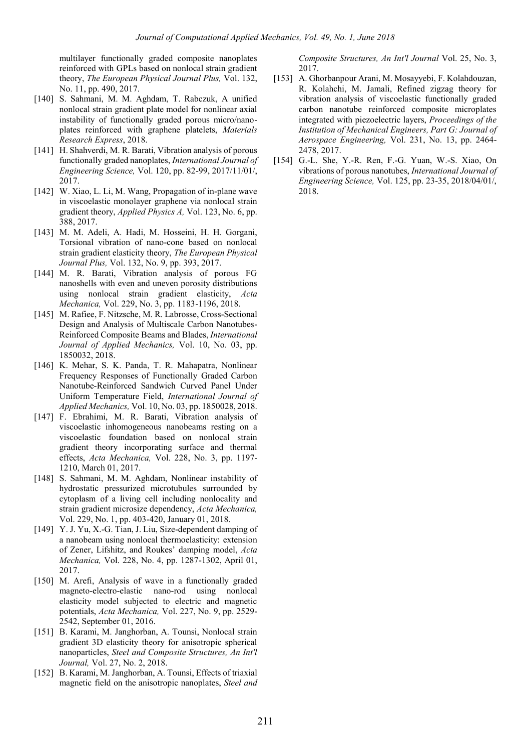multilayer functionally graded composite nanoplates reinforced with GPLs based on nonlocal strain gradient theory, *The European Physical Journal Plus,* Vol. 132, No. 11, pp. 490, 2017.

[140] S. Sahmani, M. M. Aghdam, T. Rabczuk, A unified nonlocal strain gradient plate model for nonlinear axial instability of functionally graded porous micro/nano-plates reinforced with graphene platelets, *Materials Research Express*, 2018.

[141] H. Shahverdi, M. R. Barati, Vibration analysis of porous functionally graded nanoplates, *International Journal of Engineering Science,* Vol. 120, pp. 82-99, 2017/11/01/, 2017.

[142] W. Xiao, L. Li, M. Wang, Propagation of in-plane wave in viscoelastic monolayer graphene via nonlocal strain gradient theory, *Applied Physics A,* Vol. 123, No. 6, pp. 388, 2017.

[143] M. M. Adeli, A. Hadi, M. Hosseini, H. H. Gorgani, Torsional vibration of nano-cone based on nonlocal strain gradient elasticity theory, *The European Physical Journal Plus,* Vol. 132, No. 9, pp. 393, 2017.

[144] M. R. Barati, Vibration analysis of porous FG nanoshells with even and uneven porosity distributions using nonlocal strain gradient elasticity, *Acta Mechanica,* Vol. 229, No. 3, pp. 1183-1196, 2018.

[145] M. Rafiee, F. Nitzsche, M. R. Labrosse, Cross-Sectional Design and Analysis of Multiscale Carbon Nanotubes-Reinforced Composite Beams and Blades, *International Journal of Applied Mechanics,* Vol. 10, No. 03, pp. 1850032, 2018.

[146] K. Mehar, S. K. Panda, T. R. Mahapatra, Nonlinear Frequency Responses of Functionally Graded Carbon Nanotube-Reinforced Sandwich Curved Panel Under Uniform Temperature Field, *International Journal of Applied Mechanics,* Vol. 10, No. 03, pp. 1850028, 2018.

[147] F. Ebrahimi, M. R. Barati, Vibration analysis of viscoelastic inhomogeneous nanobeams resting on a viscoelastic foundation based on nonlocal strain gradient theory incorporating surface and thermal effects, *Acta Mechanica,* Vol. 228, No. 3, pp. 1197-1210, March 01, 2017.

[148] S. Sahmani, M. M. Aghdam, Nonlinear instability of hydrostatic pressurized microtubules surrounded by cytoplasm of a living cell including nonlocality and strain gradient microsize dependency, *Acta Mechanica,* Vol. 229, No. 1, pp. 403-420, January 01, 2018.

[149] Y. J. Yu, X.-G. Tian, J. Liu, Size-dependent damping of a nanobeam using nonlocal thermoelasticity: extension of Zener, Lifshitz, and Roukes' damping model, *Acta Mechanica,* Vol. 228, No. 4, pp. 1287-1302, April 01, 2017.

[150] M. Arefi, Analysis of wave in a functionally graded magneto-electro-elastic nano-rod using nonlocal elasticity model subjected to electric and magnetic potentials, *Acta Mechanica,* Vol. 227, No. 9, pp. 2529-2542, September 01, 2016.

[151] B. Karami, M. Janghorban, A. Tounsi, Nonlocal strain gradient 3D elasticity theory for anisotropic spherical nanoparticles, *Steel and Composite Structures, An Int'l Journal,* Vol. 27, No. 2, 2018.

[152] B. Karami, M. Janghorban, A. Tounsi, Effects of triaxial magnetic field on the anisotropic nanoplates, *Steel and Composite Structures, An Int'l Journal* Vol. 25, No. 3, 2017.

[153] A. Ghorbanpour Arani, M. Mosayyebi, F. Kolahdouzan, R. Kolahchi, M. Jamali, Refined zigzag theory for vibration analysis of viscoelastic functionally graded carbon nanotube reinforced composite microplates integrated with piezoelectric layers, *Proceedings of the Institution of Mechanical Engineers, Part G: Journal of Aerospace Engineering,* Vol. 231, No. 13, pp. 2464-2478, 2017.

[154] G.-L. She, Y.-R. Ren, F.-G. Yuan, W.-S. Xiao, On vibrations of porous nanotubes, *International Journal of Engineering Science,* Vol. 125, pp. 23-35, 2018/04/01/, 2018.